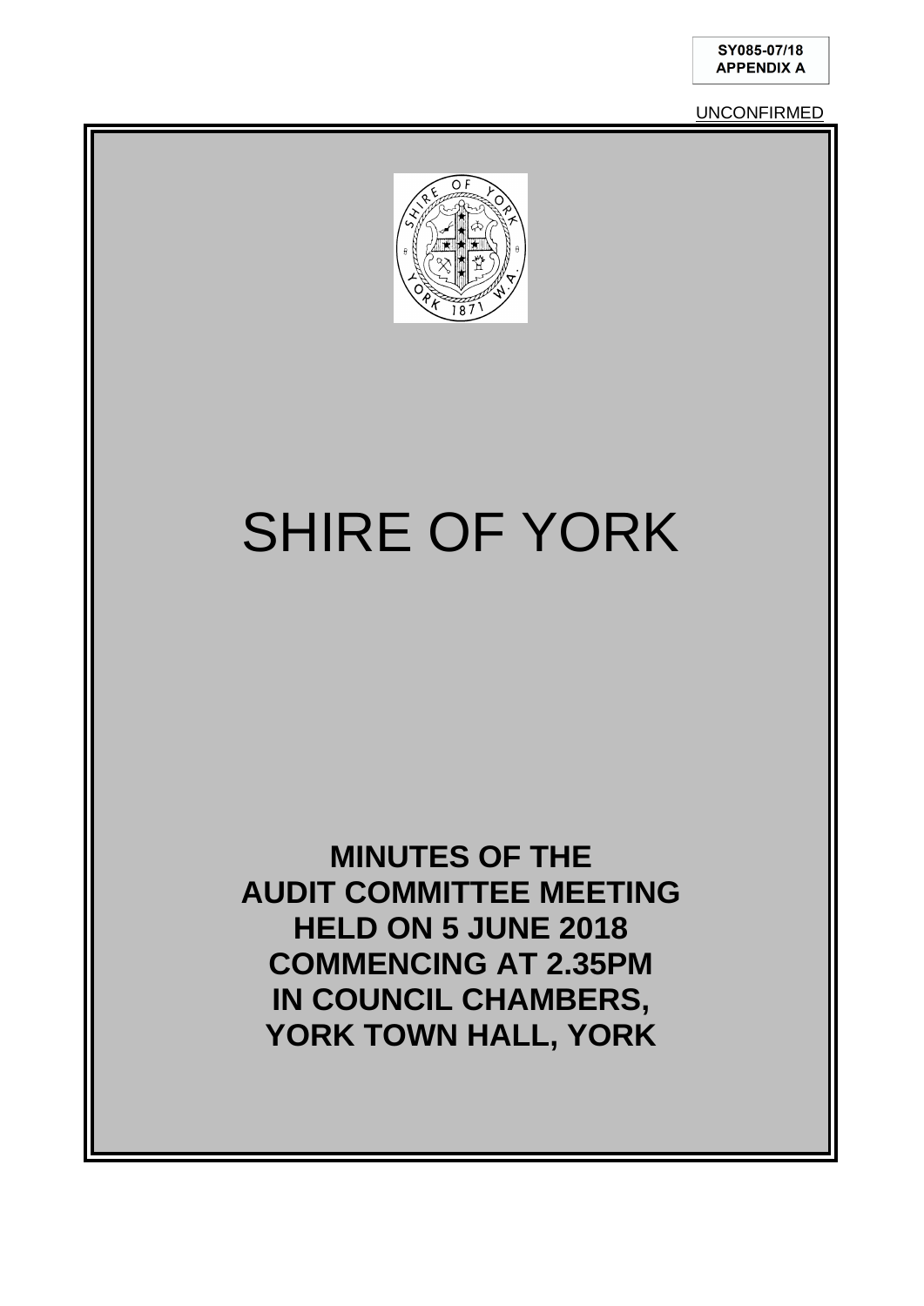**SY085-07/18**
**APPENDIX A**

UNCONFIRMED

# SHIRE OF YORK

**MINUTES OF THE**
**AUDIT COMMITTEE MEETING**
**HELD ON 5 JUNE 2018**
**COMMENCING AT 2.35PM**
**IN COUNCIL CHAMBERS,**
**YORK TOWN HALL, YORK**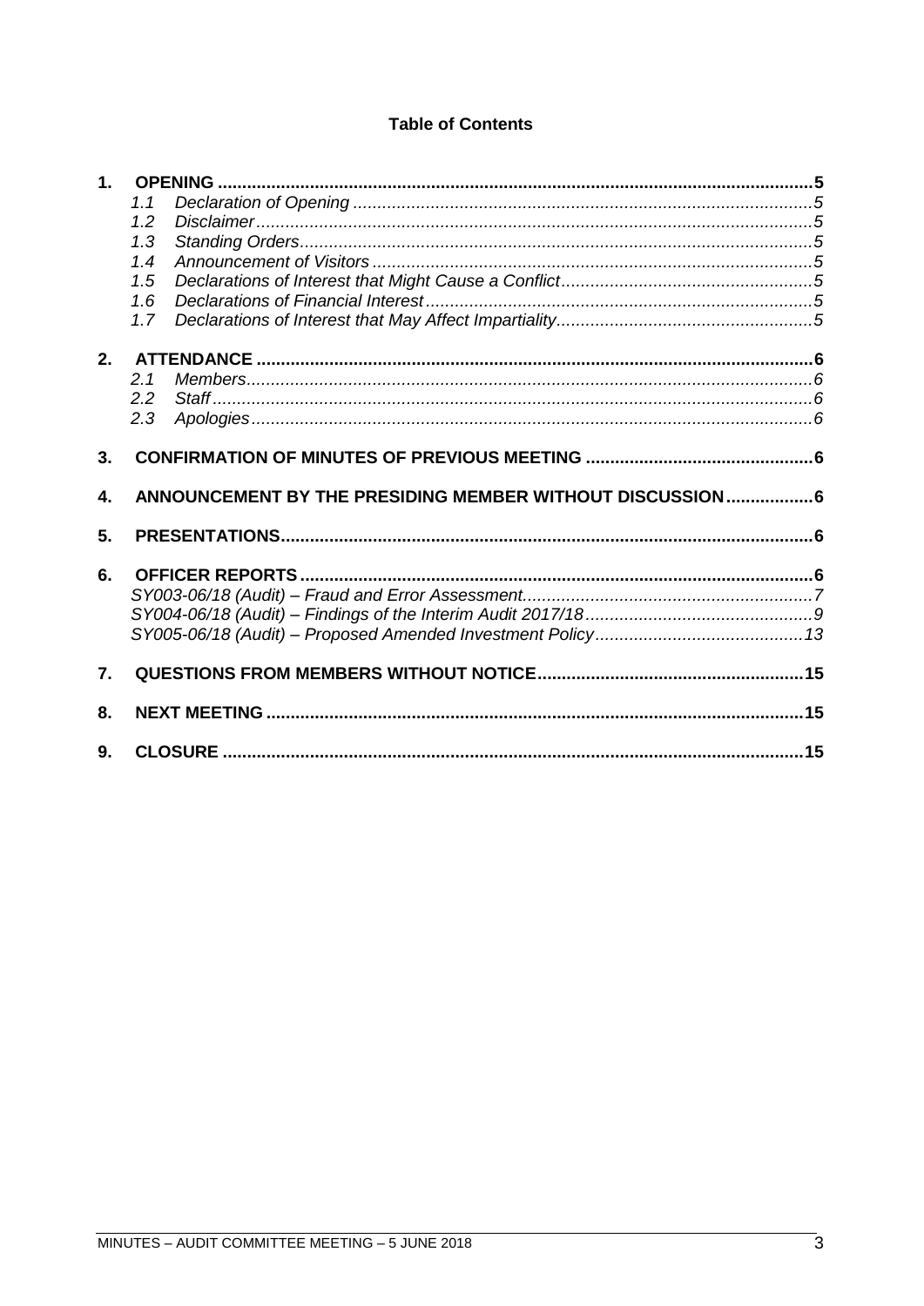**Table of Contents**

1. **OPENING** 5
   - 1.1 *Declaration of Opening* 5
   - 1.2 *Disclaimer* 5
   - 1.3 *Standing Orders* 5
   - 1.4 *Announcement of Visitors* 5
   - 1.5 *Declarations of Interest that Might Cause a Conflict* 5
   - 1.6 *Declarations of Financial Interest* 5
   - 1.7 *Declarations of Interest that May Affect Impartiality* 5
2. **ATTENDANCE** 6
   - 2.1 *Members* 6
   - 2.2 *Staff* 6
   - 2.3 *Apologies* 6
3. **CONFIRMATION OF MINUTES OF PREVIOUS MEETING** 6
4. **ANNOUNCEMENT BY THE PRESIDING MEMBER WITHOUT DISCUSSION** 6
5. **PRESENTATIONS** 6
6. **OFFICER REPORTS** 6
   - *SY003-06/18 (Audit) – Fraud and Error Assessment* 7
   - *SY004-06/18 (Audit) – Findings of the Interim Audit 2017/18* 9
   - *SY005-06/18 (Audit) – Proposed Amended Investment Policy* 13
7. **QUESTIONS FROM MEMBERS WITHOUT NOTICE** 15
8. **NEXT MEETING** 15
9. **CLOSURE** 15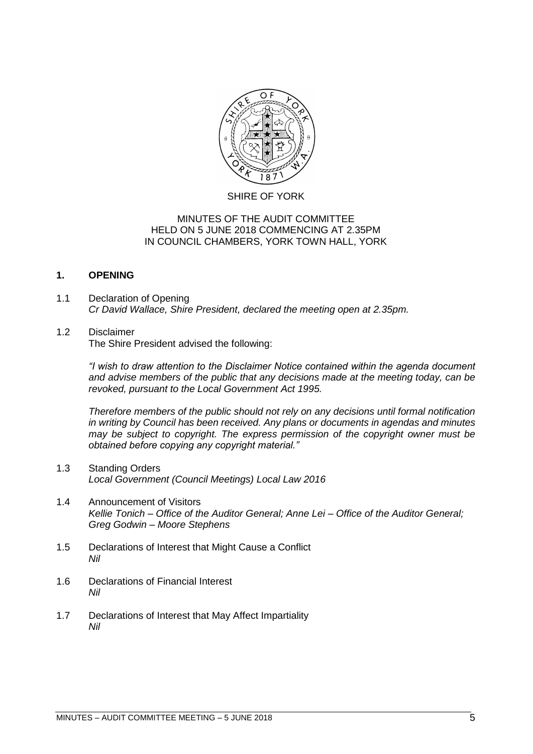SHIRE OF YORK

MINUTES OF THE AUDIT COMMITTEE
HELD ON 5 JUNE 2018 COMMENCING AT 2.35PM
IN COUNCIL CHAMBERS, YORK TOWN HALL, YORK

## 1. OPENING

1.1 Declaration of Opening
*Cr David Wallace, Shire President, declared the meeting open at 2.35pm.*

1.2 Disclaimer
The Shire President advised the following:

*"I wish to draw attention to the Disclaimer Notice contained within the agenda document and advise members of the public that any decisions made at the meeting today, can be revoked, pursuant to the Local Government Act 1995.*

*Therefore members of the public should not rely on any decisions until formal notification in writing by Council has been received. Any plans or documents in agendas and minutes may be subject to copyright. The express permission of the copyright owner must be obtained before copying any copyright material."*

1.3 Standing Orders
*Local Government (Council Meetings) Local Law 2016*

1.4 Announcement of Visitors
*Kellie Tonich – Office of the Auditor General; Anne Lei – Office of the Auditor General; Greg Godwin – Moore Stephens*

1.5 Declarations of Interest that Might Cause a Conflict
*Nil*

1.6 Declarations of Financial Interest
*Nil*

1.7 Declarations of Interest that May Affect Impartiality
*Nil*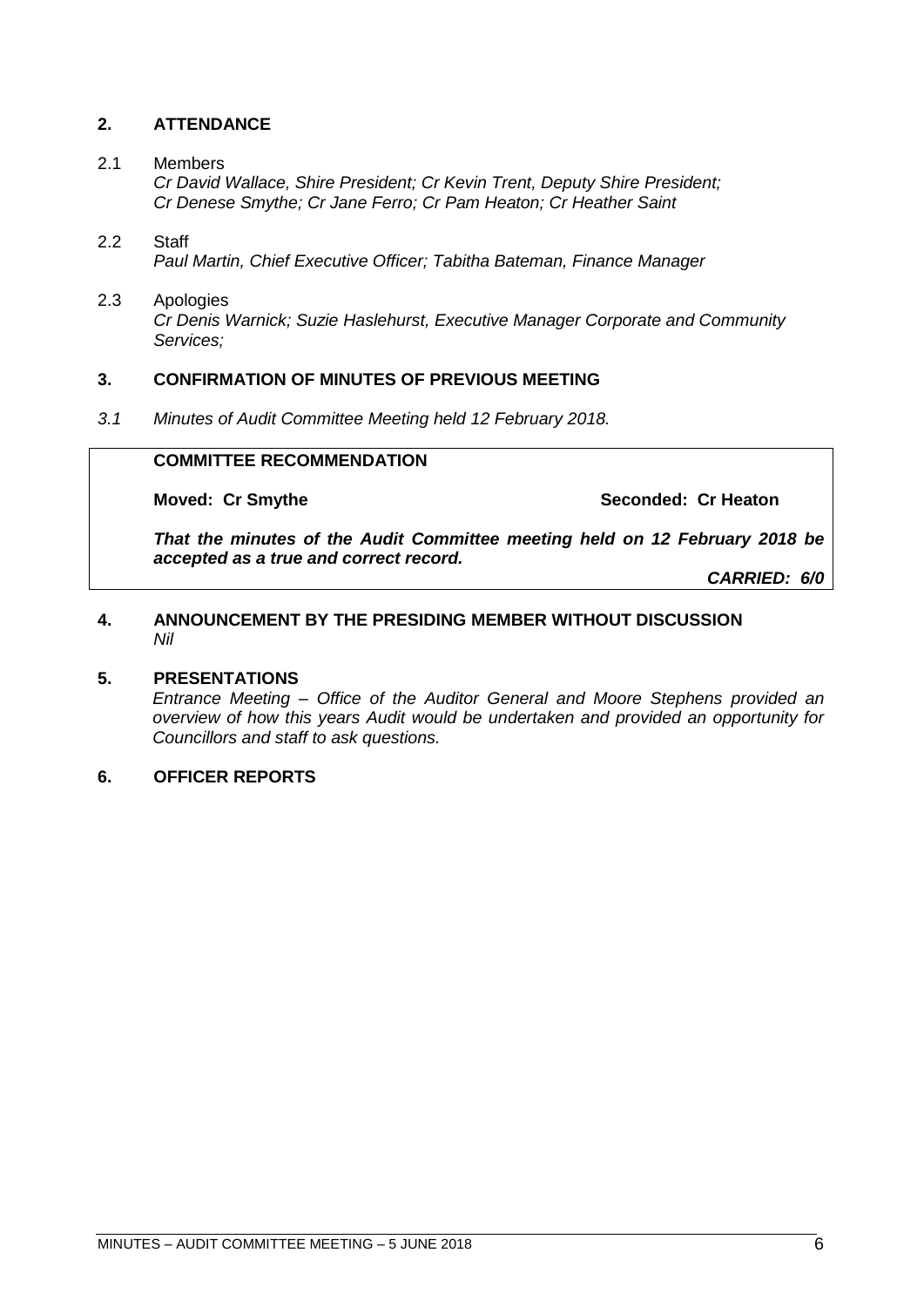## 2. ATTENDANCE

2.1 Members

*Cr David Wallace, Shire President; Cr Kevin Trent, Deputy Shire President; Cr Denese Smythe; Cr Jane Ferro; Cr Pam Heaton; Cr Heather Saint*

2.2 Staff

*Paul Martin, Chief Executive Officer; Tabitha Bateman, Finance Manager*

2.3 Apologies

*Cr Denis Warnick; Suzie Haslehurst, Executive Manager Corporate and Community Services;*

## 3. CONFIRMATION OF MINUTES OF PREVIOUS MEETING

*3.1 Minutes of Audit Committee Meeting held 12 February 2018.*

**COMMITTEE RECOMMENDATION**

**Moved: Cr Smythe** **Seconded: Cr Heaton**

***That the minutes of the Audit Committee meeting held on 12 February 2018 be accepted as a true and correct record.***

***CARRIED: 6/0***

## 4. ANNOUNCEMENT BY THE PRESIDING MEMBER WITHOUT DISCUSSION

*Nil*

## 5. PRESENTATIONS

*Entrance Meeting – Office of the Auditor General and Moore Stephens provided an overview of how this years Audit would be undertaken and provided an opportunity for Councillors and staff to ask questions.*

## 6. OFFICER REPORTS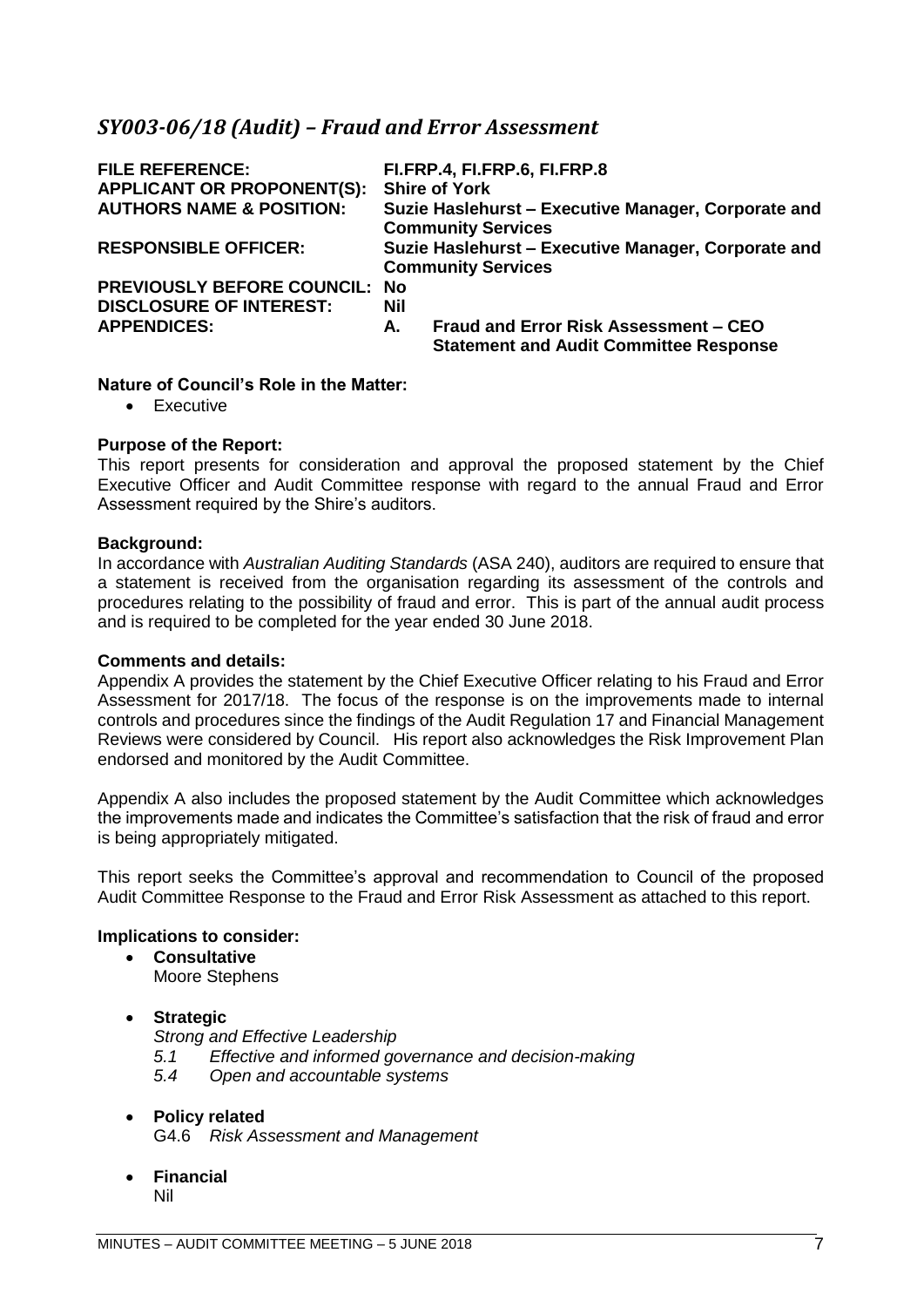## *SY003-06/18 (Audit) – Fraud and Error Assessment*

| | |
|---|---|
| **FILE REFERENCE:** | **FI.FRP.4, FI.FRP.6, FI.FRP.8** |
| **APPLICANT OR PROPONENT(S):** | **Shire of York** |
| **AUTHORS NAME & POSITION:** | **Suzie Haslehurst – Executive Manager, Corporate and Community Services** |
| **RESPONSIBLE OFFICER:** | **Suzie Haslehurst – Executive Manager, Corporate and Community Services** |
| **PREVIOUSLY BEFORE COUNCIL:** | **No** |
| **DISCLOSURE OF INTEREST:** | **Nil** |
| **APPENDICES:** | **A. Fraud and Error Risk Assessment – CEO Statement and Audit Committee Response** |

**Nature of Council's Role in the Matter:**

- Executive

**Purpose of the Report:**

This report presents for consideration and approval the proposed statement by the Chief Executive Officer and Audit Committee response with regard to the annual Fraud and Error Assessment required by the Shire's auditors.

**Background:**

In accordance with *Australian Auditing Standards* (ASA 240), auditors are required to ensure that a statement is received from the organisation regarding its assessment of the controls and procedures relating to the possibility of fraud and error. This is part of the annual audit process and is required to be completed for the year ended 30 June 2018.

**Comments and details:**

Appendix A provides the statement by the Chief Executive Officer relating to his Fraud and Error Assessment for 2017/18. The focus of the response is on the improvements made to internal controls and procedures since the findings of the Audit Regulation 17 and Financial Management Reviews were considered by Council. His report also acknowledges the Risk Improvement Plan endorsed and monitored by the Audit Committee.

Appendix A also includes the proposed statement by the Audit Committee which acknowledges the improvements made and indicates the Committee's satisfaction that the risk of fraud and error is being appropriately mitigated.

This report seeks the Committee's approval and recommendation to Council of the proposed Audit Committee Response to the Fraud and Error Risk Assessment as attached to this report.

**Implications to consider:**

- **Consultative**
  Moore Stephens

- **Strategic**
  *Strong and Effective Leadership*
  *5.1 Effective and informed governance and decision-making*
  *5.4 Open and accountable systems*

- **Policy related**
  G4.6 *Risk Assessment and Management*

- **Financial**
  Nil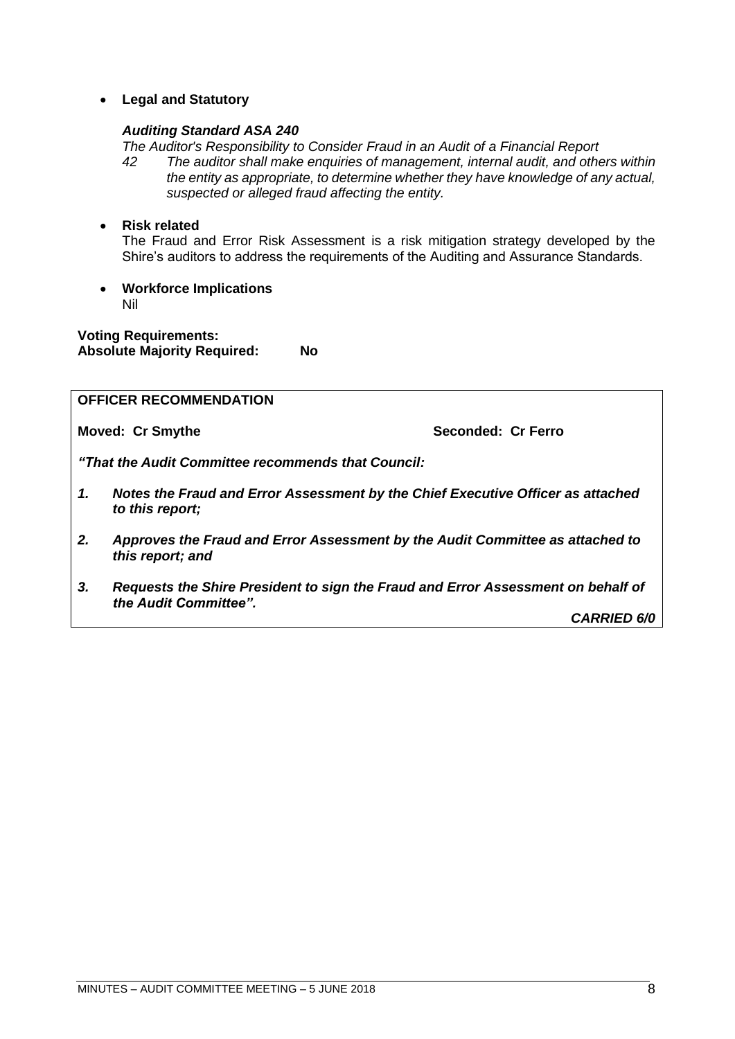- **Legal and Statutory**

  ***Auditing Standard ASA 240***

  *The Auditor's Responsibility to Consider Fraud in an Audit of a Financial Report*

  *42 The auditor shall make enquiries of management, internal audit, and others within the entity as appropriate, to determine whether they have knowledge of any actual, suspected or alleged fraud affecting the entity.*

- **Risk related**

  The Fraud and Error Risk Assessment is a risk mitigation strategy developed by the Shire's auditors to address the requirements of the Auditing and Assurance Standards.

- **Workforce Implications**

  Nil

**Voting Requirements:**
**Absolute Majority Required: No**

**OFFICER RECOMMENDATION**

**Moved: Cr Smythe** **Seconded: Cr Ferro**

***"That the Audit Committee recommends that Council:***

1. ***Notes the Fraud and Error Assessment by the Chief Executive Officer as attached to this report;***
2. ***Approves the Fraud and Error Assessment by the Audit Committee as attached to this report; and***
3. ***Requests the Shire President to sign the Fraud and Error Assessment on behalf of the Audit Committee".***

***CARRIED 6/0***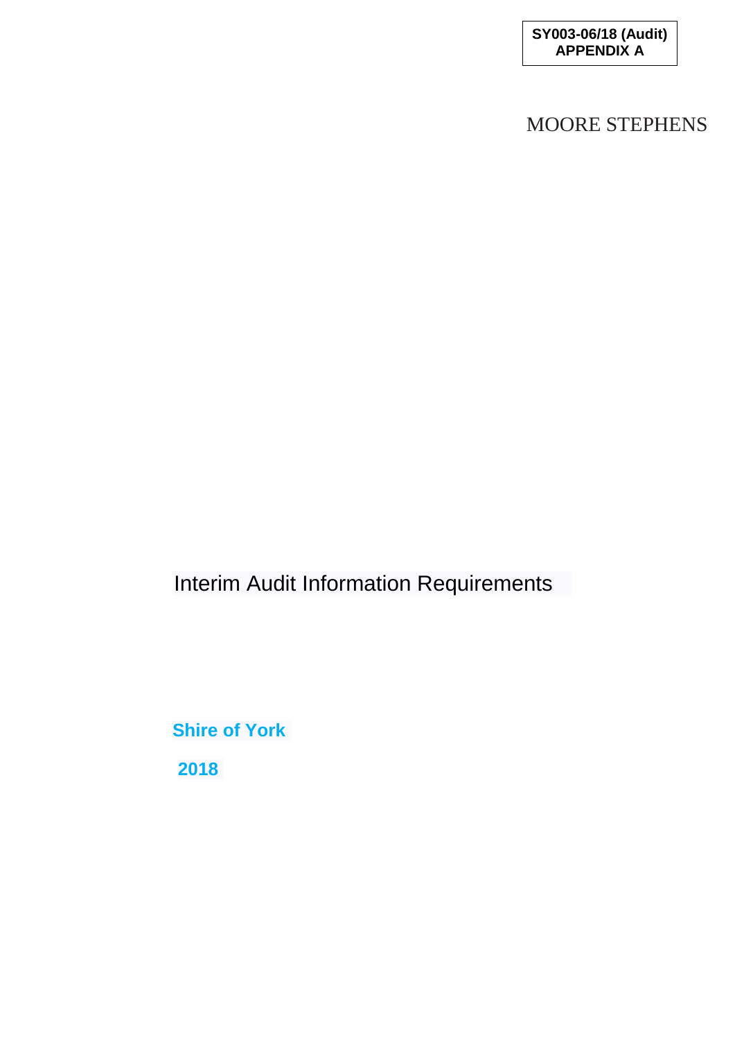**SY003-06/18 (Audit)**
**APPENDIX A**

MOORE STEPHENS

# Interim Audit Information Requirements

**Shire of York**

**2018**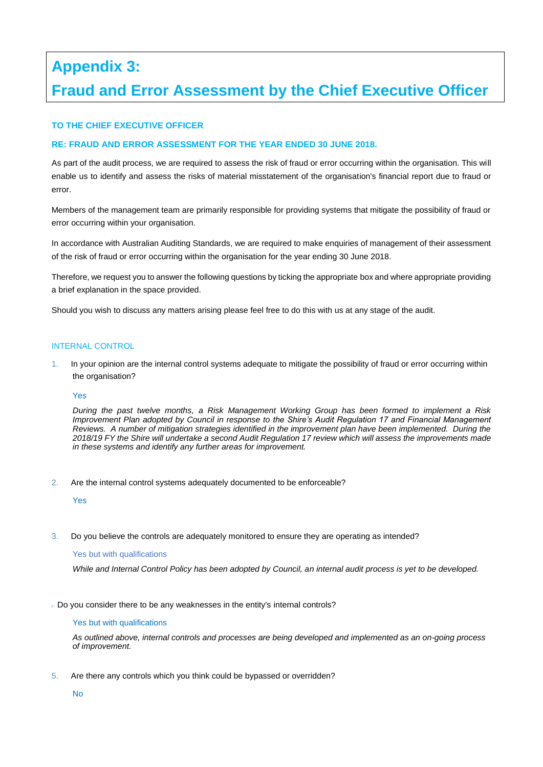# Appendix 3:

# Fraud and Error Assessment by the Chief Executive Officer

**TO THE CHIEF EXECUTIVE OFFICER**

**RE: FRAUD AND ERROR ASSESSMENT FOR THE YEAR ENDED 30 JUNE 2018.**

As part of the audit process, we are required to assess the risk of fraud or error occurring within the organisation. This will enable us to identify and assess the risks of material misstatement of the organisation's financial report due to fraud or error.

Members of the management team are primarily responsible for providing systems that mitigate the possibility of fraud or error occurring within your organisation.

In accordance with Australian Auditing Standards, we are required to make enquiries of management of their assessment of the risk of fraud or error occurring within the organisation for the year ending 30 June 2018.

Therefore, we request you to answer the following questions by ticking the appropriate box and where appropriate providing a brief explanation in the space provided.

Should you wish to discuss any matters arising please feel free to do this with us at any stage of the audit.

## INTERNAL CONTROL

1. In your opinion are the internal control systems adequate to mitigate the possibility of fraud or error occurring within the organisation?

   Yes

   *During the past twelve months, a Risk Management Working Group has been formed to implement a Risk Improvement Plan adopted by Council in response to the Shire's Audit Regulation 17 and Financial Management Reviews. A number of mitigation strategies identified in the improvement plan have been implemented. During the 2018/19 FY the Shire will undertake a second Audit Regulation 17 review which will assess the improvements made in these systems and identify any further areas for improvement.*

2. Are the internal control systems adequately documented to be enforceable?

   Yes

3. Do you believe the controls are adequately monitored to ensure they are operating as intended?

   Yes but with qualifications

   *While and Internal Control Policy has been adopted by Council, an internal audit process is yet to be developed.*

4. Do you consider there to be any weaknesses in the entity's internal controls?

   Yes but with qualifications

   *As outlined above, internal controls and processes are being developed and implemented as an on-going process of improvement.*

5. Are there any controls which you think could be bypassed or overridden?

   No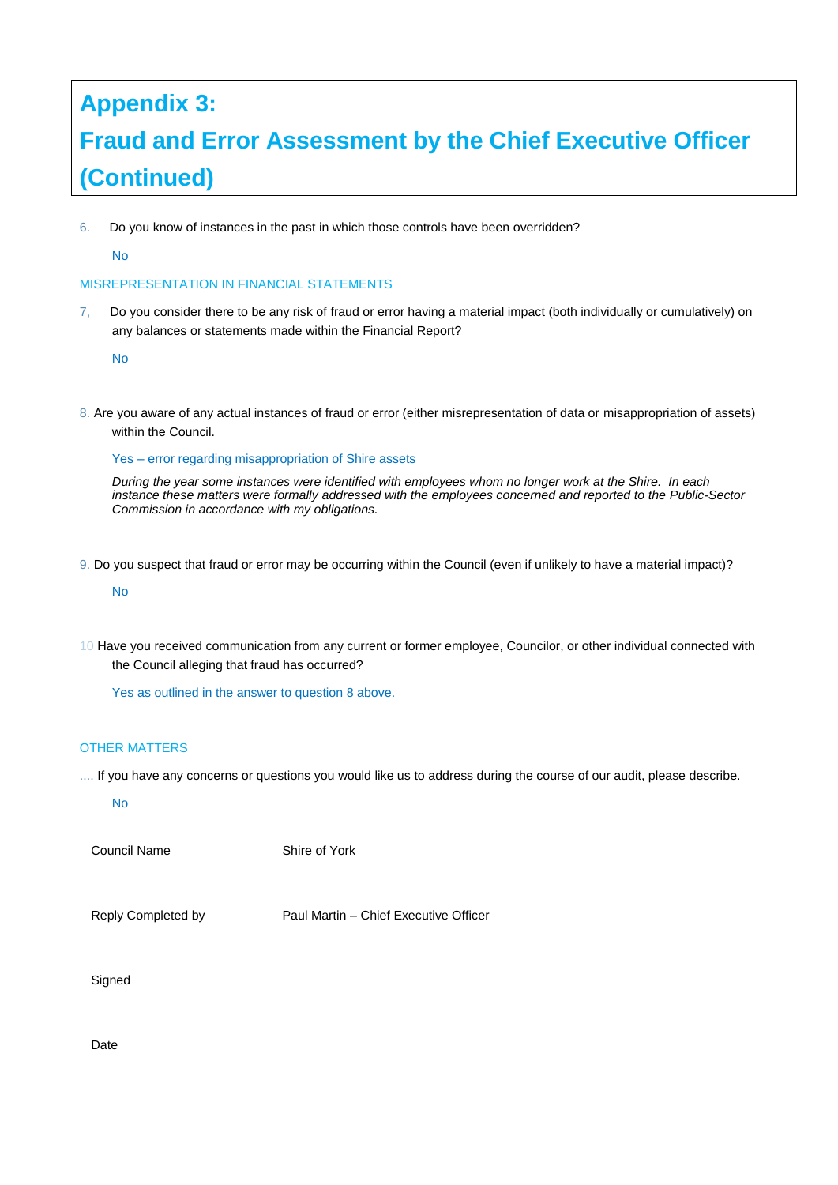# Appendix 3:

# Fraud and Error Assessment by the Chief Executive Officer (Continued)

6. Do you know of instances in the past in which those controls have been overridden?

   No

MISREPRESENTATION IN FINANCIAL STATEMENTS

7, Do you consider there to be any risk of fraud or error having a material impact (both individually or cumulatively) on any balances or statements made within the Financial Report?

   No

8. Are you aware of any actual instances of fraud or error (either misrepresentation of data or misappropriation of assets) within the Council.

   Yes – error regarding misappropriation of Shire assets

   *During the year some instances were identified with employees whom no longer work at the Shire. In each instance these matters were formally addressed with the employees concerned and reported to the Public-Sector Commission in accordance with my obligations.*

9. Do you suspect that fraud or error may be occurring within the Council (even if unlikely to have a material impact)?

   No

10 Have you received communication from any current or former employee, Councilor, or other individual connected with the Council alleging that fraud has occurred?

   Yes as outlined in the answer to question 8 above.

OTHER MATTERS

.... If you have any concerns or questions you would like us to address during the course of our audit, please describe.

   No

| | |
|---|---|
| Council Name | Shire of York |
| Reply Completed by | Paul Martin – Chief Executive Officer |
| Signed | |
| Date | |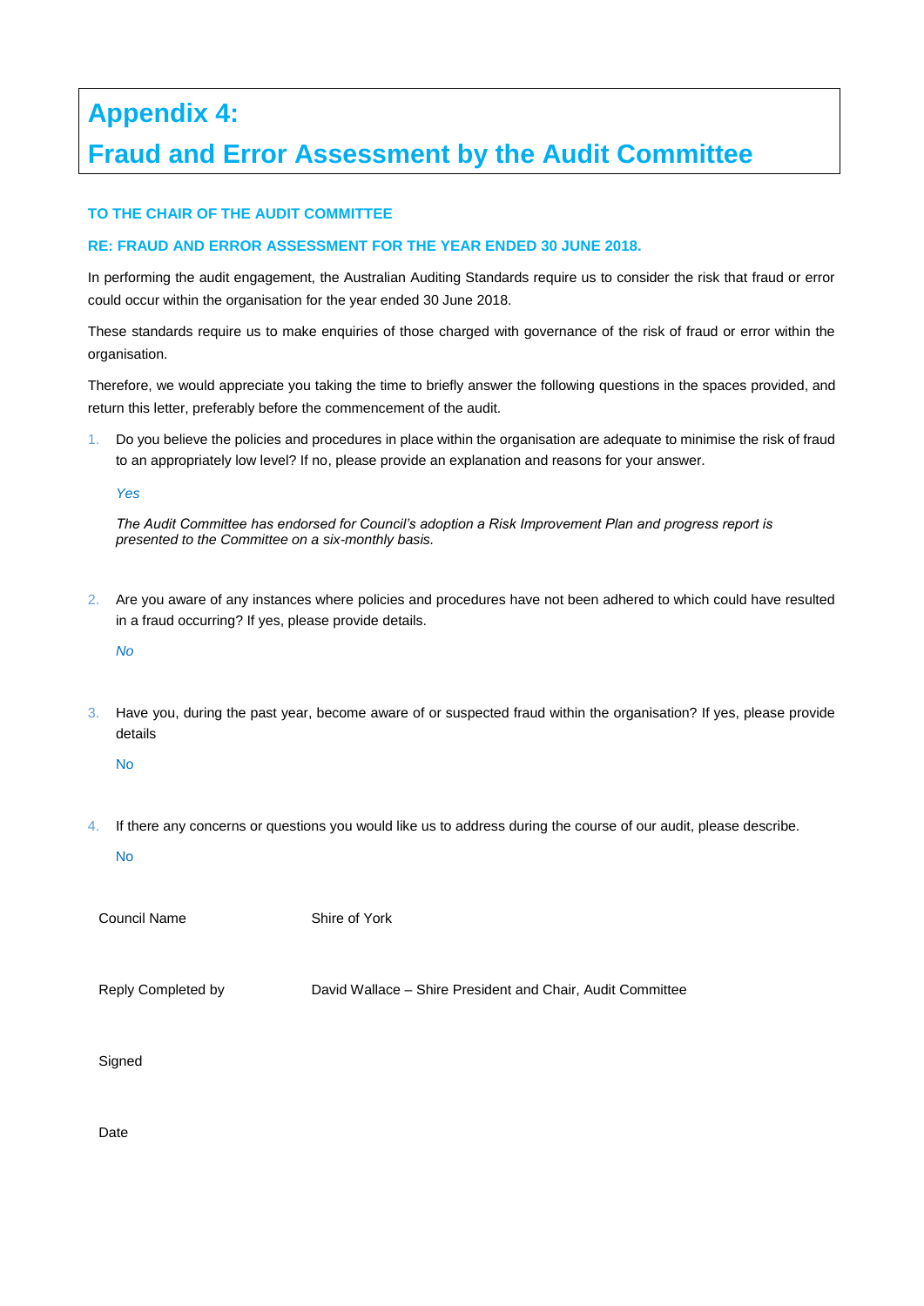# Appendix 4:

# Fraud and Error Assessment by the Audit Committee

**TO THE CHAIR OF THE AUDIT COMMITTEE**

**RE: FRAUD AND ERROR ASSESSMENT FOR THE YEAR ENDED 30 JUNE 2018.**

In performing the audit engagement, the Australian Auditing Standards require us to consider the risk that fraud or error could occur within the organisation for the year ended 30 June 2018.

These standards require us to make enquiries of those charged with governance of the risk of fraud or error within the organisation.

Therefore, we would appreciate you taking the time to briefly answer the following questions in the spaces provided, and return this letter, preferably before the commencement of the audit.

1. Do you believe the policies and procedures in place within the organisation are adequate to minimise the risk of fraud to an appropriately low level? If no, please provide an explanation and reasons for your answer.

   *Yes*

   *The Audit Committee has endorsed for Council's adoption a Risk Improvement Plan and progress report is presented to the Committee on a six-monthly basis.*

2. Are you aware of any instances where policies and procedures have not been adhered to which could have resulted in a fraud occurring? If yes, please provide details.

   *No*

3. Have you, during the past year, become aware of or suspected fraud within the organisation? If yes, please provide details

   No

4. If there any concerns or questions you would like us to address during the course of our audit, please describe.

   No

| | |
|---|---|
| Council Name | Shire of York |
| Reply Completed by | David Wallace – Shire President and Chair, Audit Committee |
| Signed | |
| Date | |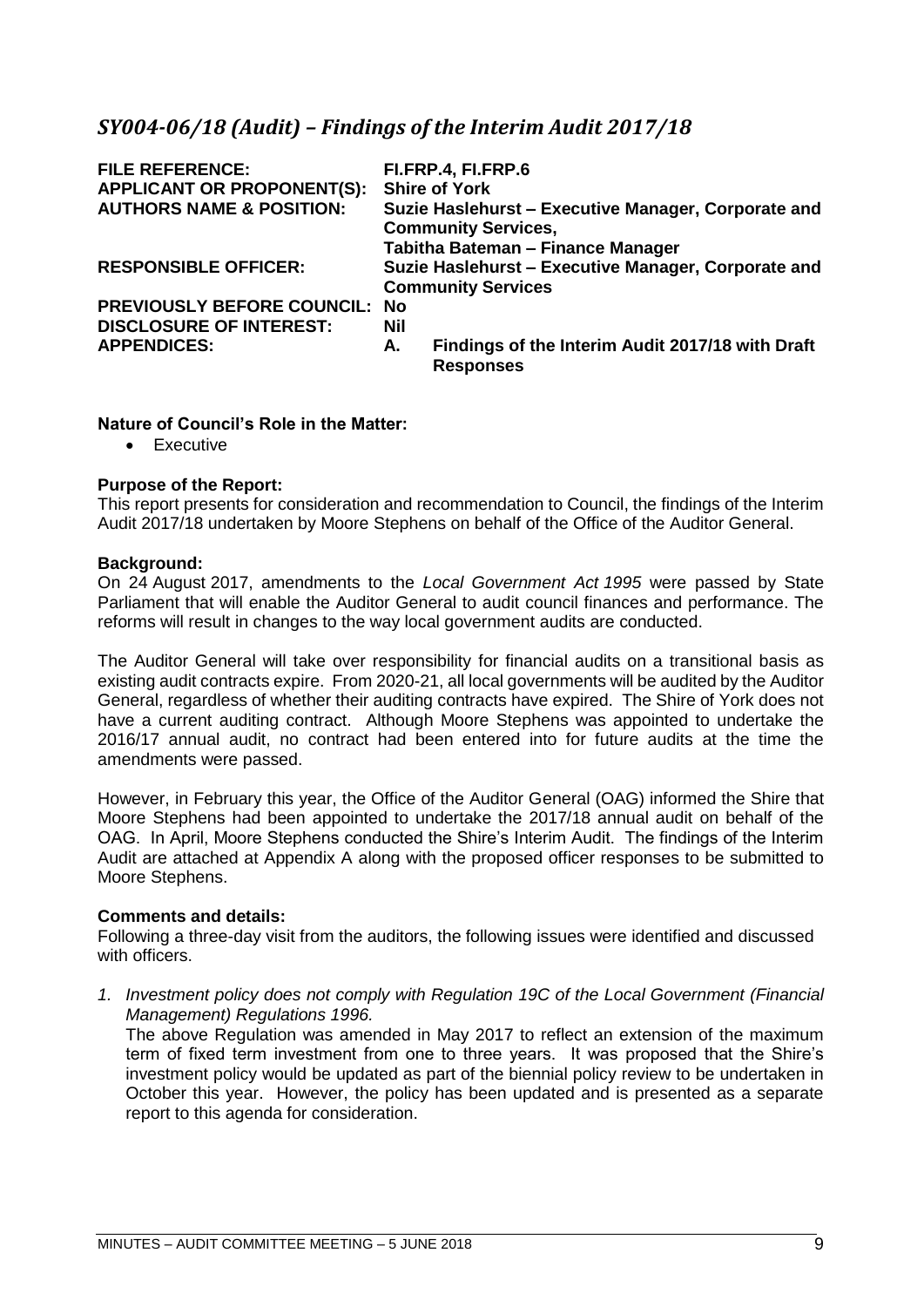## *SY004-06/18 (Audit) – Findings of the Interim Audit 2017/18*

| | |
|---|---|
| **FILE REFERENCE:** | **FI.FRP.4, FI.FRP.6** |
| **APPLICANT OR PROPONENT(S):** | **Shire of York** |
| **AUTHORS NAME & POSITION:** | **Suzie Haslehurst – Executive Manager, Corporate and Community Services, Tabitha Bateman – Finance Manager** |
| **RESPONSIBLE OFFICER:** | **Suzie Haslehurst – Executive Manager, Corporate and Community Services** |
| **PREVIOUSLY BEFORE COUNCIL:** | **No** |
| **DISCLOSURE OF INTEREST:** | **Nil** |
| **APPENDICES:** | **A. Findings of the Interim Audit 2017/18 with Draft Responses** |

**Nature of Council's Role in the Matter:**

- Executive

**Purpose of the Report:**

This report presents for consideration and recommendation to Council, the findings of the Interim Audit 2017/18 undertaken by Moore Stephens on behalf of the Office of the Auditor General.

**Background:**

On 24 August 2017, amendments to the *Local Government Act 1995* were passed by State Parliament that will enable the Auditor General to audit council finances and performance. The reforms will result in changes to the way local government audits are conducted.

The Auditor General will take over responsibility for financial audits on a transitional basis as existing audit contracts expire. From 2020-21, all local governments will be audited by the Auditor General, regardless of whether their auditing contracts have expired. The Shire of York does not have a current auditing contract. Although Moore Stephens was appointed to undertake the 2016/17 annual audit, no contract had been entered into for future audits at the time the amendments were passed.

However, in February this year, the Office of the Auditor General (OAG) informed the Shire that Moore Stephens had been appointed to undertake the 2017/18 annual audit on behalf of the OAG. In April, Moore Stephens conducted the Shire's Interim Audit. The findings of the Interim Audit are attached at Appendix A along with the proposed officer responses to be submitted to Moore Stephens.

**Comments and details:**

Following a three-day visit from the auditors, the following issues were identified and discussed with officers.

1. *Investment policy does not comply with Regulation 19C of the Local Government (Financial Management) Regulations 1996.*
   The above Regulation was amended in May 2017 to reflect an extension of the maximum term of fixed term investment from one to three years. It was proposed that the Shire's investment policy would be updated as part of the biennial policy review to be undertaken in October this year. However, the policy has been updated and is presented as a separate report to this agenda for consideration.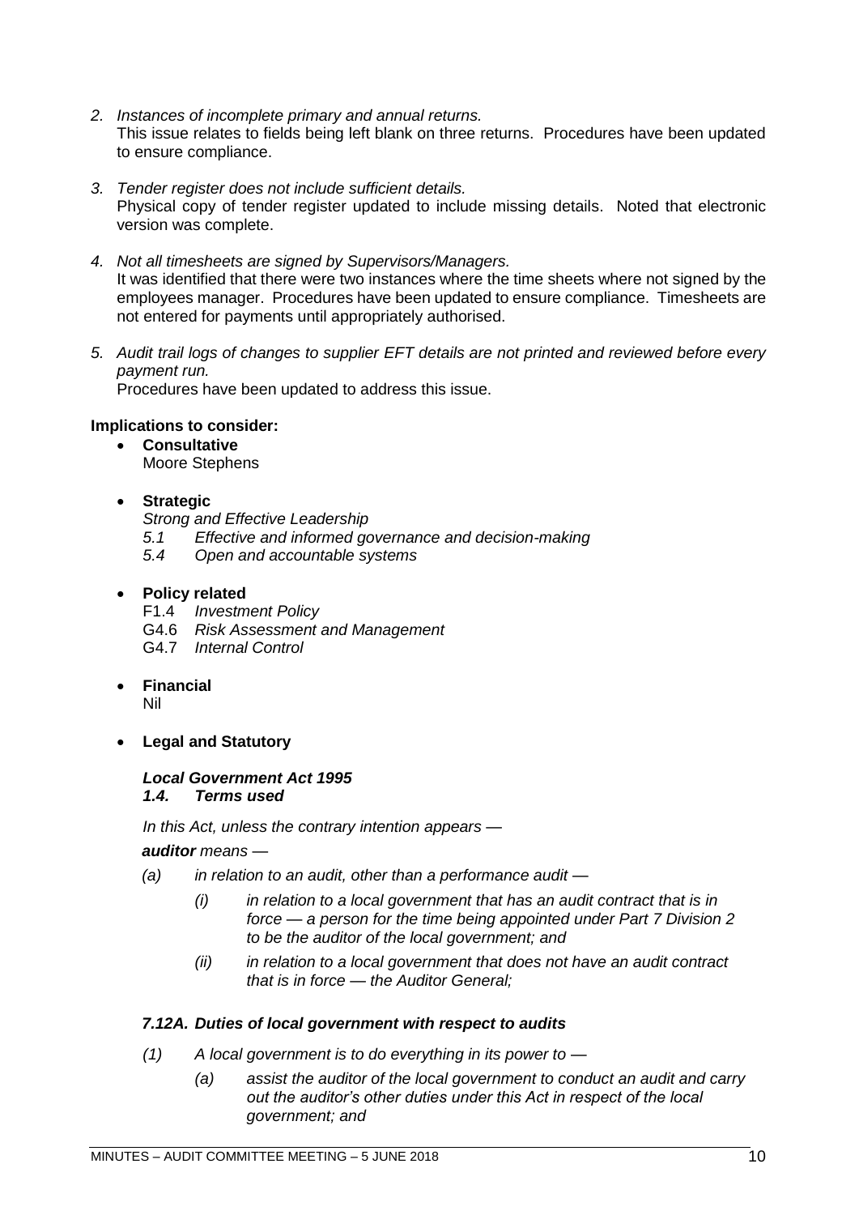2. *Instances of incomplete primary and annual returns.*
   This issue relates to fields being left blank on three returns. Procedures have been updated to ensure compliance.

3. *Tender register does not include sufficient details.*
   Physical copy of tender register updated to include missing details. Noted that electronic version was complete.

4. *Not all timesheets are signed by Supervisors/Managers.*
   It was identified that there were two instances where the time sheets where not signed by the employees manager. Procedures have been updated to ensure compliance. Timesheets are not entered for payments until appropriately authorised.

5. *Audit trail logs of changes to supplier EFT details are not printed and reviewed before every payment run.*
   Procedures have been updated to address this issue.

**Implications to consider:**

- **Consultative**
  Moore Stephens

- **Strategic**
  *Strong and Effective Leadership*
  *5.1 Effective and informed governance and decision-making*
  *5.4 Open and accountable systems*

- **Policy related**
  F1.4 *Investment Policy*
  G4.6 *Risk Assessment and Management*
  G4.7 *Internal Control*

- **Financial**
  Nil

- **Legal and Statutory**

***Local Government Act 1995***
***1.4. Terms used***

*In this Act, unless the contrary intention appears —*

***auditor** means —*

*(a) in relation to an audit, other than a performance audit —*

*(i) in relation to a local government that has an audit contract that is in force — a person for the time being appointed under Part 7 Division 2 to be the auditor of the local government; and*

*(ii) in relation to a local government that does not have an audit contract that is in force — the Auditor General;*

***7.12A. Duties of local government with respect to audits***

*(1) A local government is to do everything in its power to —*

*(a) assist the auditor of the local government to conduct an audit and carry out the auditor's other duties under this Act in respect of the local government; and*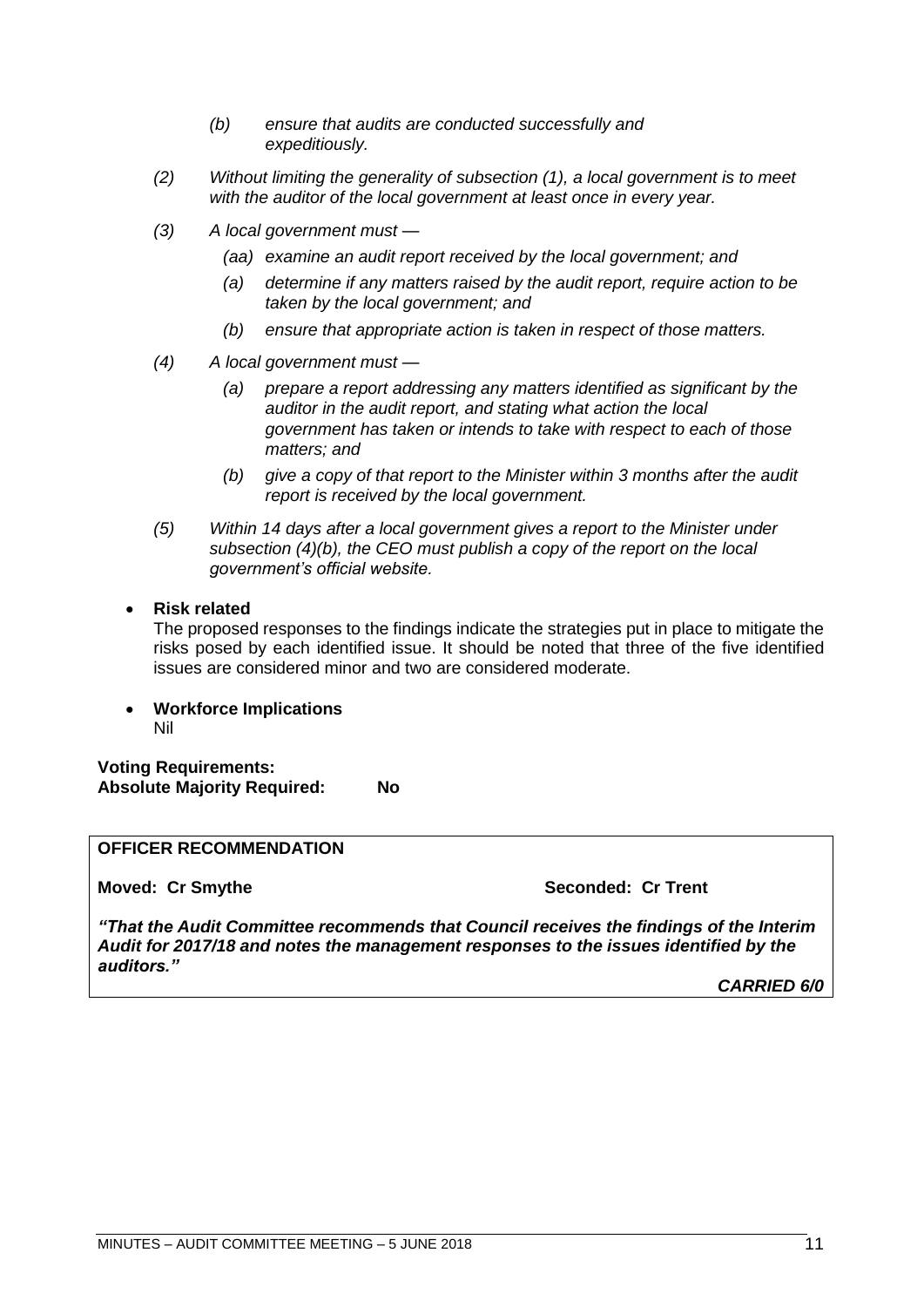*(b) ensure that audits are conducted successfully and expeditiously.*

*(2) Without limiting the generality of subsection (1), a local government is to meet with the auditor of the local government at least once in every year.*

*(3) A local government must —*

*(aa) examine an audit report received by the local government; and*

*(a) determine if any matters raised by the audit report, require action to be taken by the local government; and*

*(b) ensure that appropriate action is taken in respect of those matters.*

*(4) A local government must —*

*(a) prepare a report addressing any matters identified as significant by the auditor in the audit report, and stating what action the local government has taken or intends to take with respect to each of those matters; and*

*(b) give a copy of that report to the Minister within 3 months after the audit report is received by the local government.*

*(5) Within 14 days after a local government gives a report to the Minister under subsection (4)(b), the CEO must publish a copy of the report on the local government's official website.*

- **Risk related**
  The proposed responses to the findings indicate the strategies put in place to mitigate the risks posed by each identified issue. It should be noted that three of the five identified issues are considered minor and two are considered moderate.

- **Workforce Implications**
  Nil

**Voting Requirements:**
**Absolute Majority Required: No**

**OFFICER RECOMMENDATION**

**Moved: Cr Smythe** **Seconded: Cr Trent**

***"That the Audit Committee recommends that Council receives the findings of the Interim Audit for 2017/18 and notes the management responses to the issues identified by the auditors."***

***CARRIED 6/0***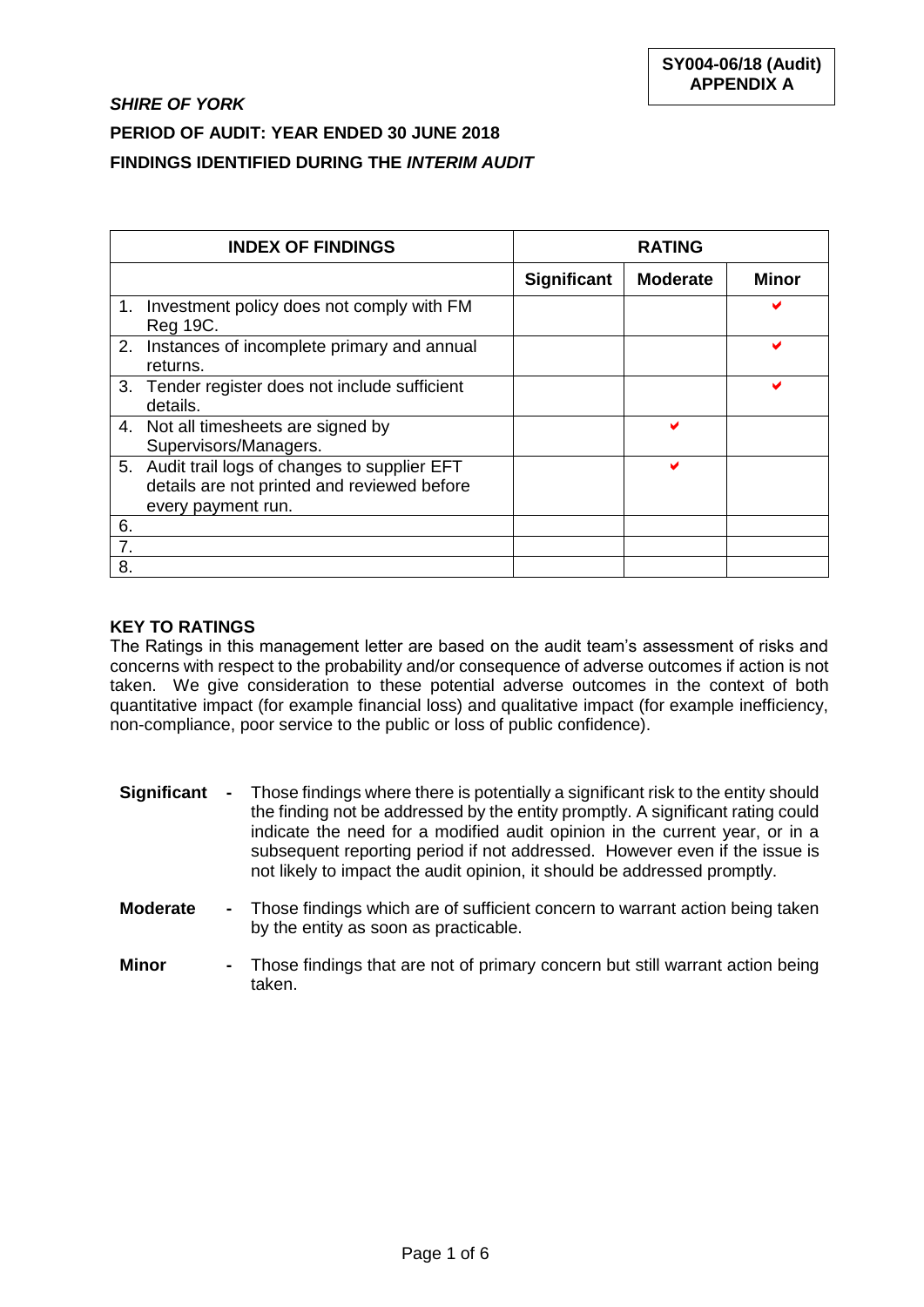**SY004-06/18 (Audit)**
**APPENDIX A**

***SHIRE OF YORK***

**PERIOD OF AUDIT: YEAR ENDED 30 JUNE 2018**

**FINDINGS IDENTIFIED DURING THE *INTERIM AUDIT***

| INDEX OF FINDINGS | RATING | | |
|---|---|---|---|
| | **Significant** | **Moderate** | **Minor** |
| 1. Investment policy does not comply with FM Reg 19C. | | | ✔ |
| 2. Instances of incomplete primary and annual returns. | | | ✔ |
| 3. Tender register does not include sufficient details. | | | ✔ |
| 4. Not all timesheets are signed by Supervisors/Managers. | | ✔ | |
| 5. Audit trail logs of changes to supplier EFT details are not printed and reviewed before every payment run. | | ✔ | |
| 6. | | | |
| 7. | | | |
| 8. | | | |

**KEY TO RATINGS**

The Ratings in this management letter are based on the audit team's assessment of risks and concerns with respect to the probability and/or consequence of adverse outcomes if action is not taken. We give consideration to these potential adverse outcomes in the context of both quantitative impact (for example financial loss) and qualitative impact (for example inefficiency, non-compliance, poor service to the public or loss of public confidence).

**Significant** - Those findings where there is potentially a significant risk to the entity should the finding not be addressed by the entity promptly. A significant rating could indicate the need for a modified audit opinion in the current year, or in a subsequent reporting period if not addressed. However even if the issue is not likely to impact the audit opinion, it should be addressed promptly.

**Moderate** - Those findings which are of sufficient concern to warrant action being taken by the entity as soon as practicable.

**Minor** - Those findings that are not of primary concern but still warrant action being taken.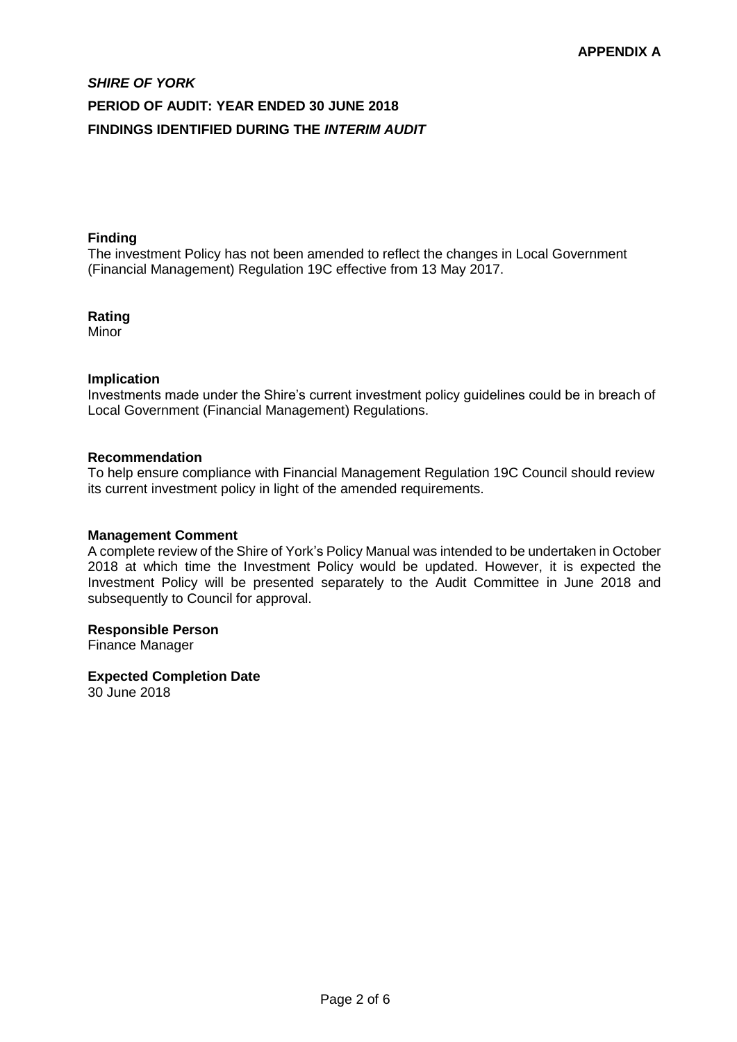**APPENDIX A**

***SHIRE OF YORK***

**PERIOD OF AUDIT: YEAR ENDED 30 JUNE 2018**

**FINDINGS IDENTIFIED DURING THE *INTERIM AUDIT***

**Finding**

The investment Policy has not been amended to reflect the changes in Local Government (Financial Management) Regulation 19C effective from 13 May 2017.

**Rating**

Minor

**Implication**

Investments made under the Shire's current investment policy guidelines could be in breach of Local Government (Financial Management) Regulations.

**Recommendation**

To help ensure compliance with Financial Management Regulation 19C Council should review its current investment policy in light of the amended requirements.

**Management Comment**

A complete review of the Shire of York's Policy Manual was intended to be undertaken in October 2018 at which time the Investment Policy would be updated. However, it is expected the Investment Policy will be presented separately to the Audit Committee in June 2018 and subsequently to Council for approval.

**Responsible Person**

Finance Manager

**Expected Completion Date**

30 June 2018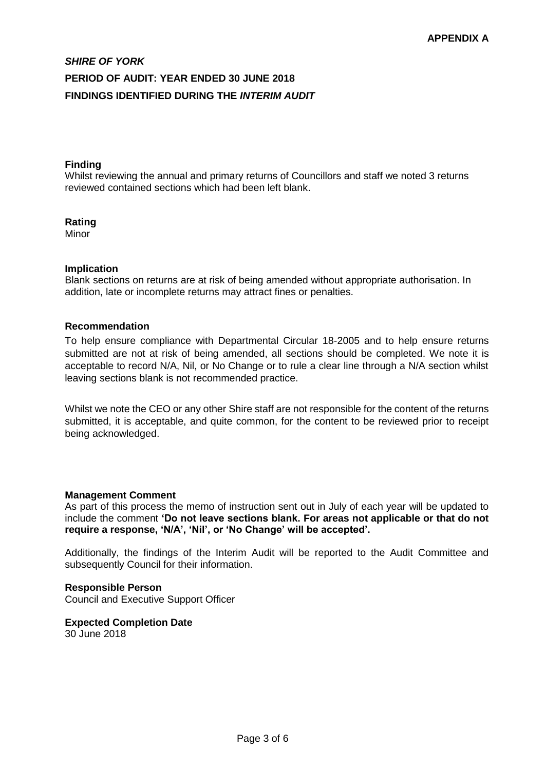**APPENDIX A**

***SHIRE OF YORK***

**PERIOD OF AUDIT: YEAR ENDED 30 JUNE 2018**

**FINDINGS IDENTIFIED DURING THE *INTERIM AUDIT***

**Finding**

Whilst reviewing the annual and primary returns of Councillors and staff we noted 3 returns reviewed contained sections which had been left blank.

**Rating**

Minor

**Implication**

Blank sections on returns are at risk of being amended without appropriate authorisation. In addition, late or incomplete returns may attract fines or penalties.

**Recommendation**

To help ensure compliance with Departmental Circular 18-2005 and to help ensure returns submitted are not at risk of being amended, all sections should be completed. We note it is acceptable to record N/A, Nil, or No Change or to rule a clear line through a N/A section whilst leaving sections blank is not recommended practice.

Whilst we note the CEO or any other Shire staff are not responsible for the content of the returns submitted, it is acceptable, and quite common, for the content to be reviewed prior to receipt being acknowledged.

**Management Comment**

As part of this process the memo of instruction sent out in July of each year will be updated to include the comment **'Do not leave sections blank. For areas not applicable or that do not require a response, 'N/A', 'Nil', or 'No Change' will be accepted'.**

Additionally, the findings of the Interim Audit will be reported to the Audit Committee and subsequently Council for their information.

**Responsible Person**

Council and Executive Support Officer

**Expected Completion Date**

30 June 2018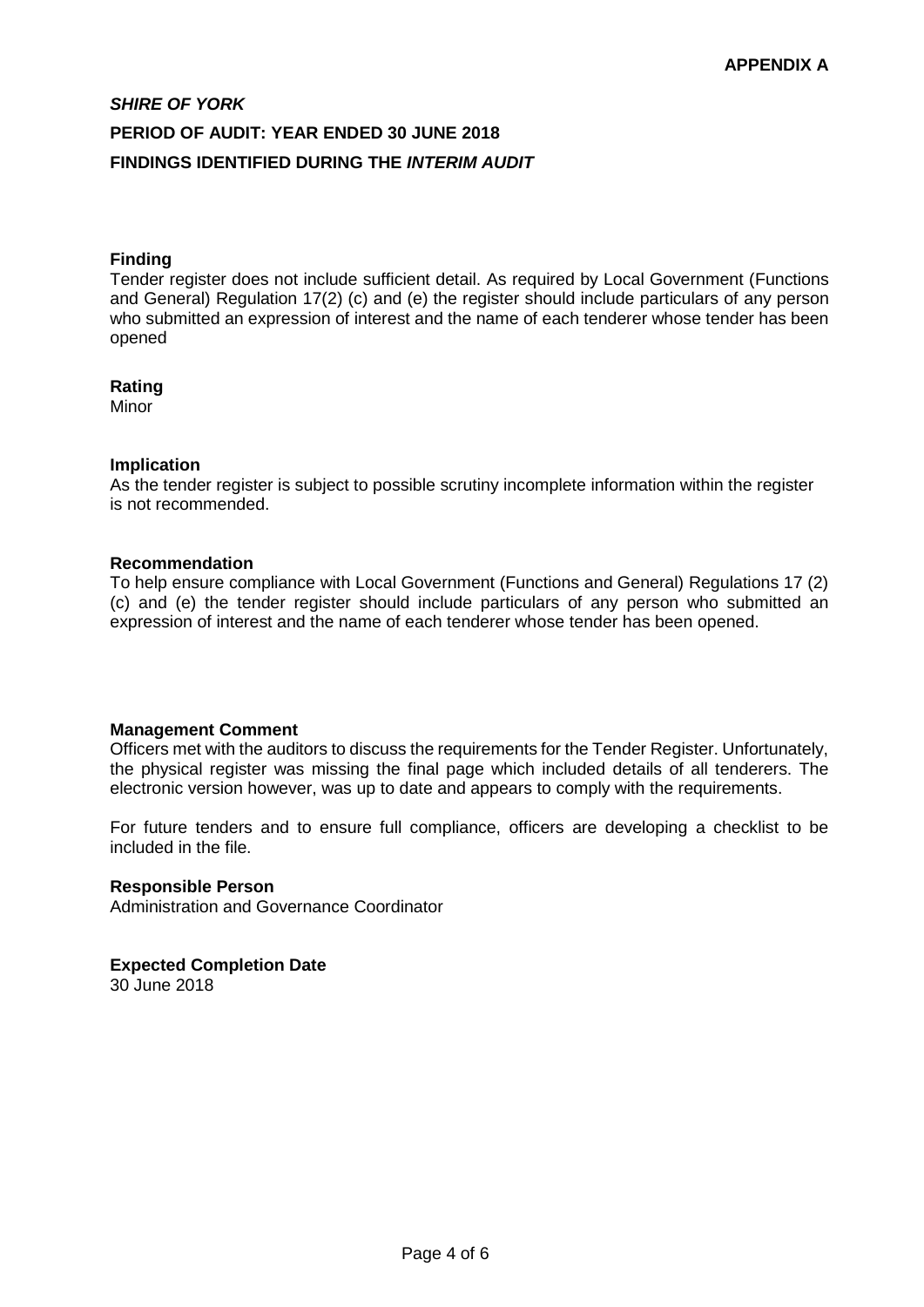**APPENDIX A**

***SHIRE OF YORK***

**PERIOD OF AUDIT: YEAR ENDED 30 JUNE 2018**

**FINDINGS IDENTIFIED DURING THE *INTERIM AUDIT***

**Finding**

Tender register does not include sufficient detail. As required by Local Government (Functions and General) Regulation 17(2) (c) and (e) the register should include particulars of any person who submitted an expression of interest and the name of each tenderer whose tender has been opened

**Rating**

Minor

**Implication**

As the tender register is subject to possible scrutiny incomplete information within the register is not recommended.

**Recommendation**

To help ensure compliance with Local Government (Functions and General) Regulations 17 (2) (c) and (e) the tender register should include particulars of any person who submitted an expression of interest and the name of each tenderer whose tender has been opened.

**Management Comment**

Officers met with the auditors to discuss the requirements for the Tender Register. Unfortunately, the physical register was missing the final page which included details of all tenderers. The electronic version however, was up to date and appears to comply with the requirements.

For future tenders and to ensure full compliance, officers are developing a checklist to be included in the file.

**Responsible Person**

Administration and Governance Coordinator

**Expected Completion Date**

30 June 2018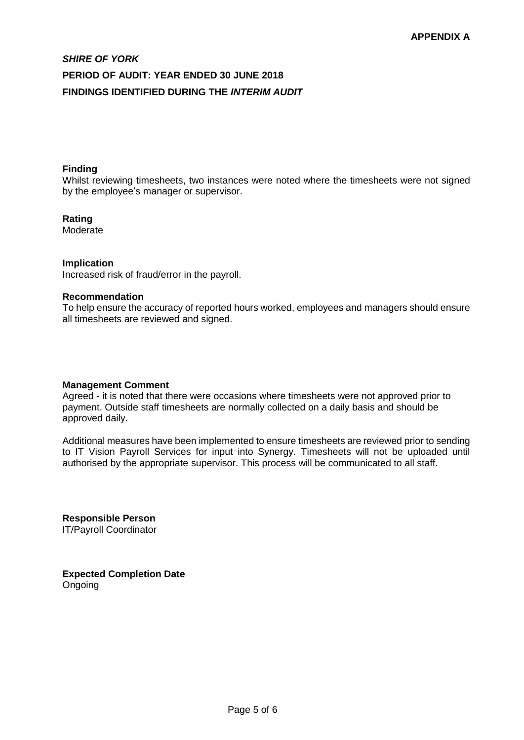**APPENDIX A**

***SHIRE OF YORK***

**PERIOD OF AUDIT: YEAR ENDED 30 JUNE 2018**

**FINDINGS IDENTIFIED DURING THE *INTERIM AUDIT***

**Finding**

Whilst reviewing timesheets, two instances were noted where the timesheets were not signed by the employee's manager or supervisor.

**Rating**

Moderate

**Implication**

Increased risk of fraud/error in the payroll.

**Recommendation**

To help ensure the accuracy of reported hours worked, employees and managers should ensure all timesheets are reviewed and signed.

**Management Comment**

Agreed - it is noted that there were occasions where timesheets were not approved prior to payment. Outside staff timesheets are normally collected on a daily basis and should be approved daily.

Additional measures have been implemented to ensure timesheets are reviewed prior to sending to IT Vision Payroll Services for input into Synergy. Timesheets will not be uploaded until authorised by the appropriate supervisor. This process will be communicated to all staff.

**Responsible Person**

IT/Payroll Coordinator

**Expected Completion Date**

Ongoing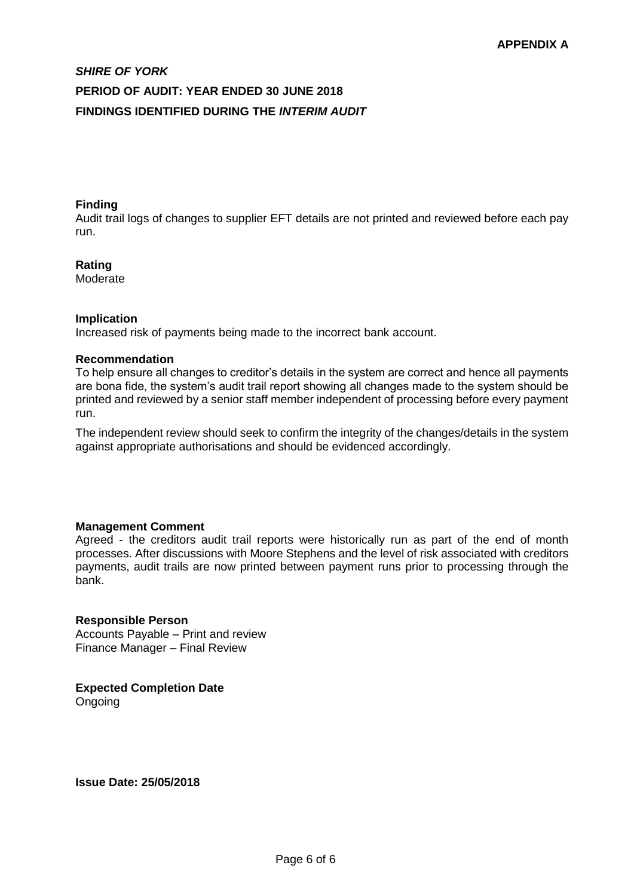**APPENDIX A**

***SHIRE OF YORK***

**PERIOD OF AUDIT: YEAR ENDED 30 JUNE 2018**

**FINDINGS IDENTIFIED DURING THE *INTERIM AUDIT***

**Finding**

Audit trail logs of changes to supplier EFT details are not printed and reviewed before each pay run.

**Rating**

Moderate

**Implication**

Increased risk of payments being made to the incorrect bank account.

**Recommendation**

To help ensure all changes to creditor's details in the system are correct and hence all payments are bona fide, the system's audit trail report showing all changes made to the system should be printed and reviewed by a senior staff member independent of processing before every payment run.

The independent review should seek to confirm the integrity of the changes/details in the system against appropriate authorisations and should be evidenced accordingly.

**Management Comment**

Agreed - the creditors audit trail reports were historically run as part of the end of month processes. After discussions with Moore Stephens and the level of risk associated with creditors payments, audit trails are now printed between payment runs prior to processing through the bank.

**Responsible Person**

Accounts Payable – Print and review
Finance Manager – Final Review

**Expected Completion Date**

Ongoing

**Issue Date: 25/05/2018**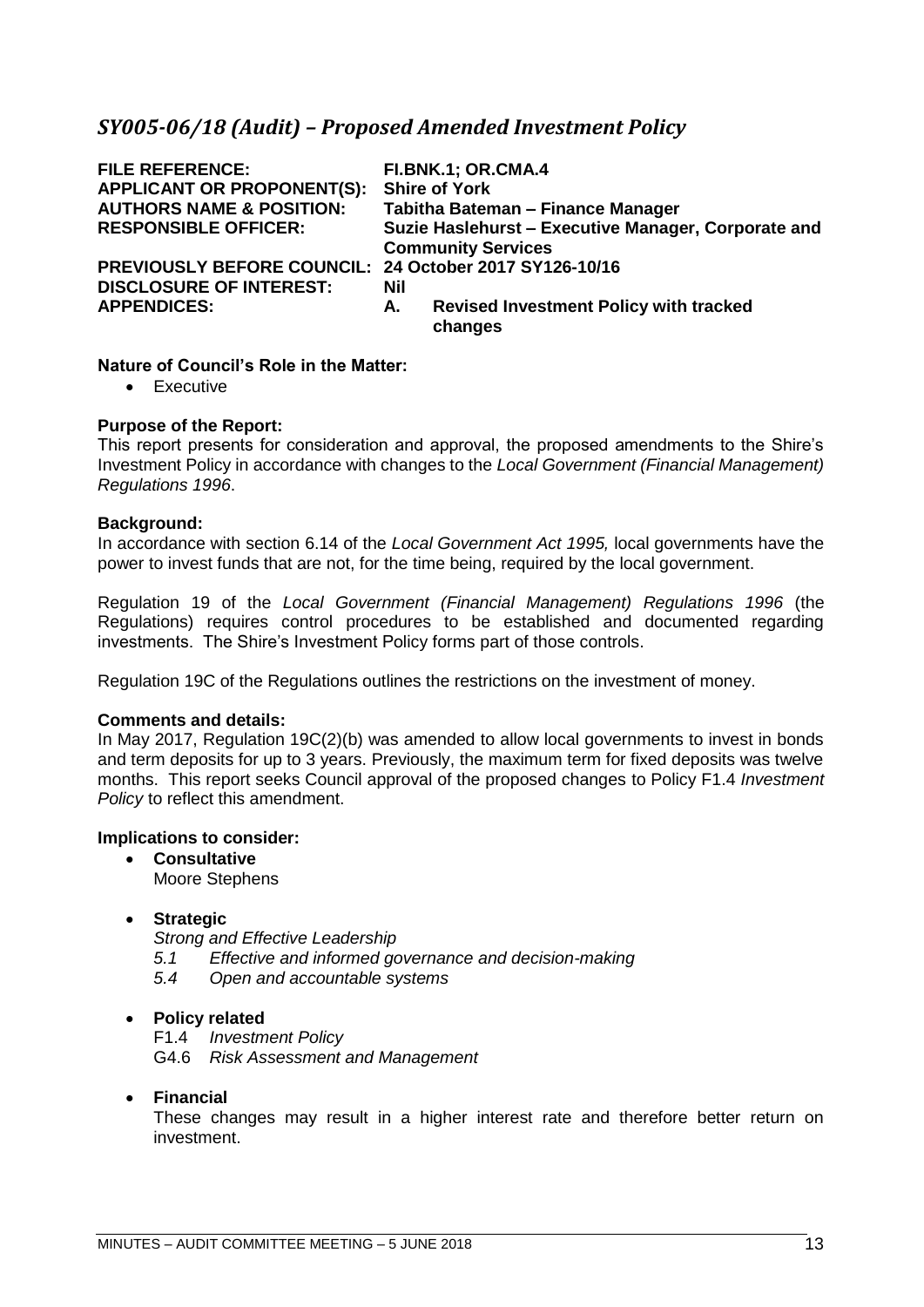## *SY005-06/18 (Audit) – Proposed Amended Investment Policy*

| | |
|---|---|
| **FILE REFERENCE:** | **FI.BNK.1; OR.CMA.4** |
| **APPLICANT OR PROPONENT(S):** | **Shire of York** |
| **AUTHORS NAME & POSITION:** | **Tabitha Bateman – Finance Manager** |
| **RESPONSIBLE OFFICER:** | **Suzie Haslehurst – Executive Manager, Corporate and Community Services** |
| **PREVIOUSLY BEFORE COUNCIL:** | **24 October 2017 SY126-10/16** |
| **DISCLOSURE OF INTEREST:** | **Nil** |
| **APPENDICES:** | **A. Revised Investment Policy with tracked changes** |

**Nature of Council's Role in the Matter:**

- Executive

**Purpose of the Report:**

This report presents for consideration and approval, the proposed amendments to the Shire's Investment Policy in accordance with changes to the *Local Government (Financial Management) Regulations 1996*.

**Background:**

In accordance with section 6.14 of the *Local Government Act 1995,* local governments have the power to invest funds that are not, for the time being, required by the local government.

Regulation 19 of the *Local Government (Financial Management) Regulations 1996* (the Regulations) requires control procedures to be established and documented regarding investments. The Shire's Investment Policy forms part of those controls.

Regulation 19C of the Regulations outlines the restrictions on the investment of money.

**Comments and details:**

In May 2017, Regulation 19C(2)(b) was amended to allow local governments to invest in bonds and term deposits for up to 3 years. Previously, the maximum term for fixed deposits was twelve months. This report seeks Council approval of the proposed changes to Policy F1.4 *Investment Policy* to reflect this amendment.

**Implications to consider:**

- **Consultative**
  Moore Stephens

- **Strategic**
  *Strong and Effective Leadership*
  *5.1 Effective and informed governance and decision-making*
  *5.4 Open and accountable systems*

- **Policy related**
  F1.4 *Investment Policy*
  G4.6 *Risk Assessment and Management*

- **Financial**
  These changes may result in a higher interest rate and therefore better return on investment.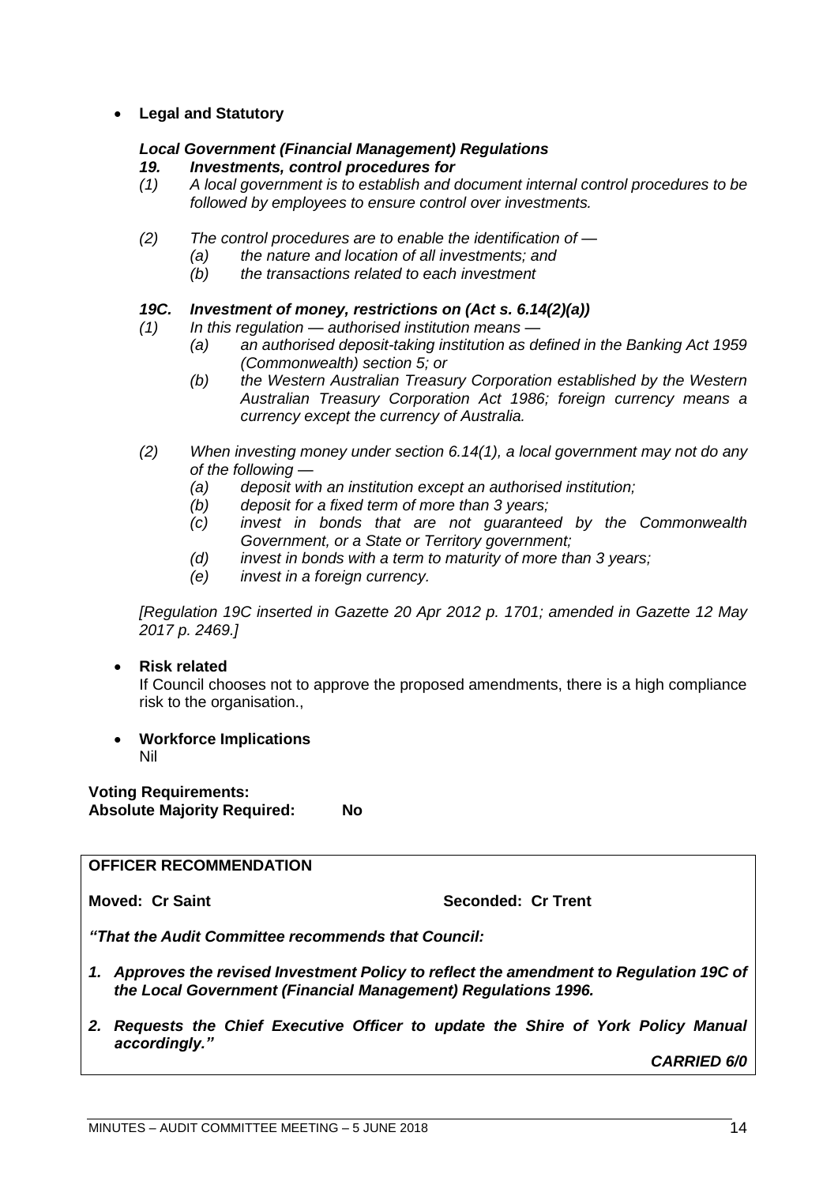- **Legal and Statutory**

***Local Government (Financial Management) Regulations***

***19. Investments, control procedures for***

*(1) A local government is to establish and document internal control procedures to be followed by employees to ensure control over investments.*

*(2) The control procedures are to enable the identification of —*

*(a) the nature and location of all investments; and*

*(b) the transactions related to each investment*

***19C. Investment of money, restrictions on (Act s. 6.14(2)(a))***

*(1) In this regulation — authorised institution means —*

*(a) an authorised deposit-taking institution as defined in the Banking Act 1959 (Commonwealth) section 5; or*

*(b) the Western Australian Treasury Corporation established by the Western Australian Treasury Corporation Act 1986; foreign currency means a currency except the currency of Australia.*

*(2) When investing money under section 6.14(1), a local government may not do any of the following —*

*(a) deposit with an institution except an authorised institution;*

*(b) deposit for a fixed term of more than 3 years;*

*(c) invest in bonds that are not guaranteed by the Commonwealth Government, or a State or Territory government;*

*(d) invest in bonds with a term to maturity of more than 3 years;*

*(e) invest in a foreign currency.*

*[Regulation 19C inserted in Gazette 20 Apr 2012 p. 1701; amended in Gazette 12 May 2017 p. 2469.]*

- **Risk related**

  If Council chooses not to approve the proposed amendments, there is a high compliance risk to the organisation.,

- **Workforce Implications**

  Nil

**Voting Requirements:**
**Absolute Majority Required: No**

---

**OFFICER RECOMMENDATION**

**Moved: Cr Saint** **Seconded: Cr Trent**

***"That the Audit Committee recommends that Council:***

1. ***Approves the revised Investment Policy to reflect the amendment to Regulation 19C of the Local Government (Financial Management) Regulations 1996.***
2. ***Requests the Chief Executive Officer to update the Shire of York Policy Manual accordingly."***

***CARRIED 6/0***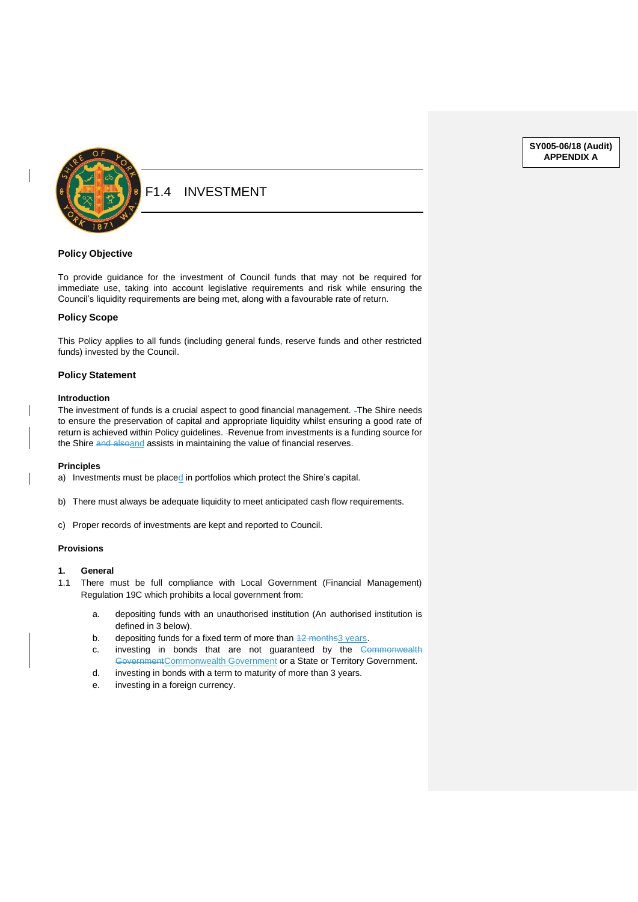**SY005-06/18 (Audit)**
**APPENDIX A**

# F1.4 INVESTMENT

### Policy Objective

To provide guidance for the investment of Council funds that may not be required for immediate use, taking into account legislative requirements and risk while ensuring the Council's liquidity requirements are being met, along with a favourable rate of return.

### Policy Scope

This Policy applies to all funds (including general funds, reserve funds and other restricted funds) invested by the Council.

### Policy Statement

**Introduction**

The investment of funds is a crucial aspect to good financial management. The Shire needs to ensure the preservation of capital and appropriate liquidity whilst ensuring a good rate of return is achieved within Policy guidelines. Revenue from investments is a funding source for the Shire ~~and also~~and assists in maintaining the value of financial reserves.

**Principles**

a) Investments must be placed in portfolios which protect the Shire's capital.

b) There must always be adequate liquidity to meet anticipated cash flow requirements.

c) Proper records of investments are kept and reported to Council.

**Provisions**

**1. General**

1.1 There must be full compliance with Local Government (Financial Management) Regulation 19C which prohibits a local government from:

a. depositing funds with an unauthorised institution (An authorised institution is defined in 3 below).
b. depositing funds for a fixed term of more than ~~12 months~~3 years.
c. investing in bonds that are not guaranteed by the ~~Commonwealth Government~~Commonwealth Government or a State or Territory Government.
d. investing in bonds with a term to maturity of more than 3 years.
e. investing in a foreign currency.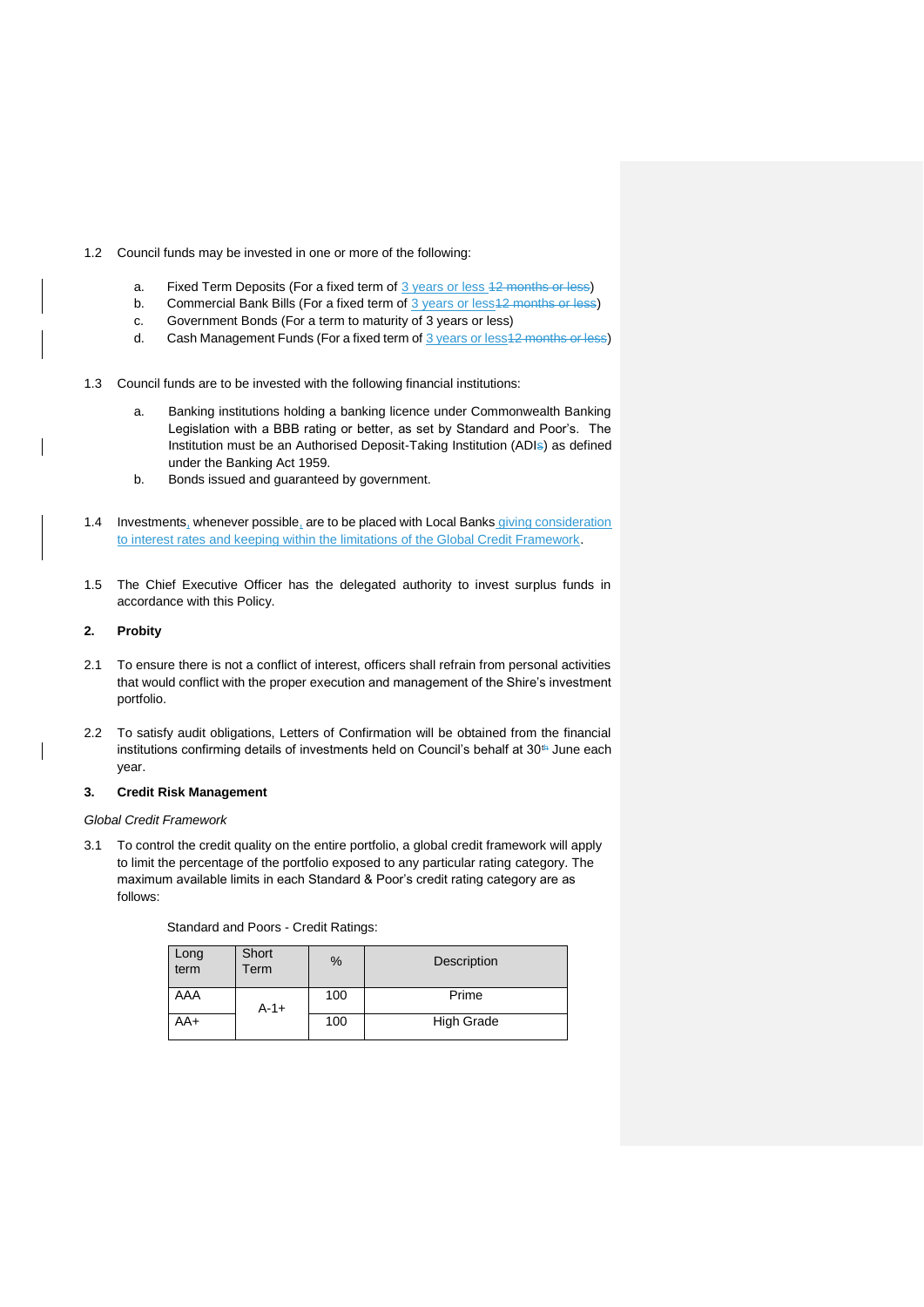1.2 Council funds may be invested in one or more of the following:

   a. Fixed Term Deposits (For a fixed term of 3 years or less ~~12 months or less~~)
   b. Commercial Bank Bills (For a fixed term of 3 years or less~~12 months or less~~)
   c. Government Bonds (For a term to maturity of 3 years or less)
   d. Cash Management Funds (For a fixed term of 3 years or less~~12 months or less~~)

1.3 Council funds are to be invested with the following financial institutions:

   a. Banking institutions holding a banking licence under Commonwealth Banking Legislation with a BBB rating or better, as set by Standard and Poor's. The Institution must be an Authorised Deposit-Taking Institution (ADI~~s~~) as defined under the Banking Act 1959.
   b. Bonds issued and guaranteed by government.

1.4 Investments, whenever possible, are to be placed with Local Banks giving consideration to interest rates and keeping within the limitations of the Global Credit Framework.

1.5 The Chief Executive Officer has the delegated authority to invest surplus funds in accordance with this Policy.

## 2. Probity

2.1 To ensure there is not a conflict of interest, officers shall refrain from personal activities that would conflict with the proper execution and management of the Shire's investment portfolio.

2.2 To satisfy audit obligations, Letters of Confirmation will be obtained from the financial institutions confirming details of investments held on Council's behalf at 30th June each year.

## 3. Credit Risk Management

*Global Credit Framework*

3.1 To control the credit quality on the entire portfolio, a global credit framework will apply to limit the percentage of the portfolio exposed to any particular rating category. The maximum available limits in each Standard & Poor's credit rating category are as follows:

Standard and Poors - Credit Ratings:

| Long term | Short Term | % | Description |
|---|---|---|---|
| AAA | A-1+ | 100 | Prime |
| AA+ | | 100 | High Grade |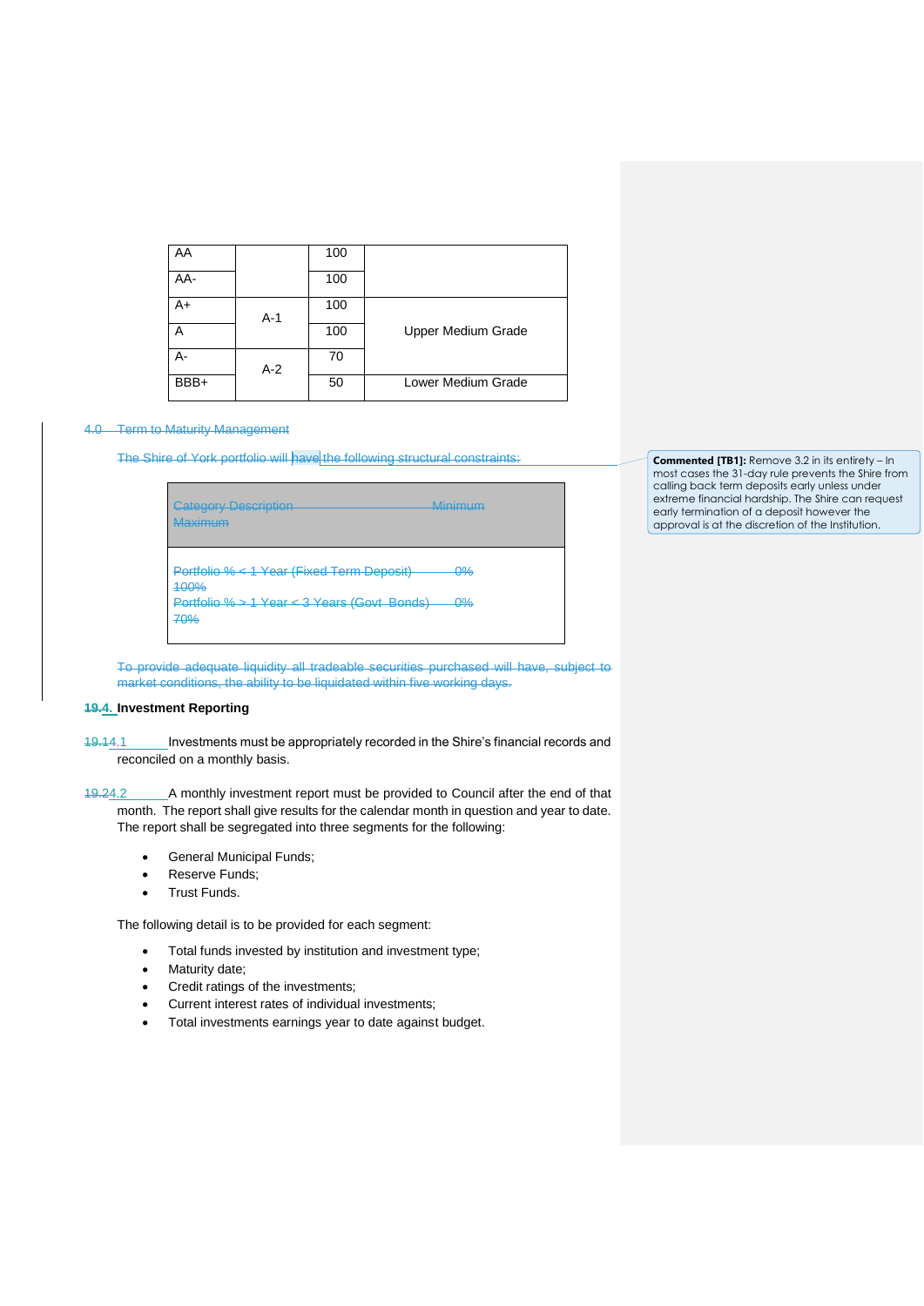| AA | | 100 | |
|---|---|---|---|
| AA- | | 100 | |
| A+ | A-1 | 100 | Upper Medium Grade |
| A | | 100 | |
| A- | A-2 | 70 | |
| BBB+ | | 50 | Lower Medium Grade |

~~4.0 Term to Maturity Management~~

~~The Shire of York portfolio will have the following structural constraints:~~

| ~~Category Description~~ | ~~Minimum~~ | ~~Maximum~~ |
|---|---|---|
| ~~Portfolio % < 1 Year (Fixed Term Deposit)~~ | ~~0%~~ | ~~100%~~ |
| ~~Portfolio % > 1 Year < 3 Years (Govt Bonds)~~ | ~~0%~~ | ~~70%~~ |

~~To provide adequate liquidity all tradeable securities purchased will have, subject to market conditions, the ability to be liquidated within five working days.~~

**Commented [TB1]:** Remove 3.2 in its entirety – In most cases the 31-day rule prevents the Shire from calling back term deposits early unless under extreme financial hardship. The Shire can request early termination of a deposit however the approval is at the discretion of the Institution.

## ~~19.~~4. Investment Reporting

~~19.1~~4.1 Investments must be appropriately recorded in the Shire's financial records and reconciled on a monthly basis.

~~19.2~~4.2 A monthly investment report must be provided to Council after the end of that month. The report shall give results for the calendar month in question and year to date. The report shall be segregated into three segments for the following:

- General Municipal Funds;
- Reserve Funds;
- Trust Funds.

The following detail is to be provided for each segment:

- Total funds invested by institution and investment type;
- Maturity date;
- Credit ratings of the investments;
- Current interest rates of individual investments;
- Total investments earnings year to date against budget.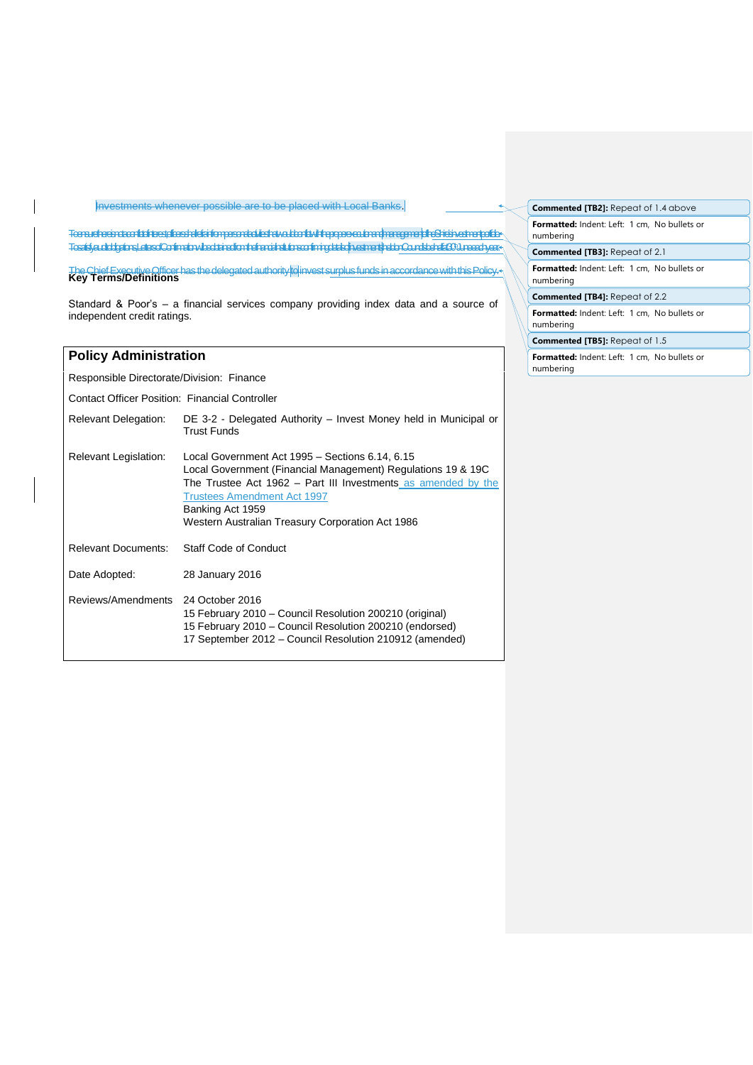Investments whenever possible are to be placed with Local Banks.

The Chief Executive Officer has the delegated authority to invest surplus funds in accordance with this Policy.

## Key Terms/Definitions

Standard & Poor's – a financial services company providing index data and a source of independent credit ratings.

## Policy Administration

Responsible Directorate/Division: Finance

Contact Officer Position: Financial Controller

| | |
|---|---|
| Relevant Delegation: | DE 3-2 - Delegated Authority – Invest Money held in Municipal or Trust Funds |
| Relevant Legislation: | Local Government Act 1995 – Sections 6.14, 6.15<br>Local Government (Financial Management) Regulations 19 & 19C<br>The Trustee Act 1962 – Part III Investments as amended by the Trustees Amendment Act 1997<br>Banking Act 1959<br>Western Australian Treasury Corporation Act 1986 |
| Relevant Documents: | Staff Code of Conduct |
| Date Adopted: | 28 January 2016 |
| Reviews/Amendments | 24 October 2016<br>15 February 2010 – Council Resolution 200210 (original)<br>15 February 2010 – Council Resolution 200210 (endorsed)<br>17 September 2012 – Council Resolution 210912 (amended) |

Commented [TB2]: Repeat of 1.4 above

Commented [TB3]: Repeat of 2.1

Commented [TB4]: Repeat of 2.2

Commented [TB5]: Repeat of 1.5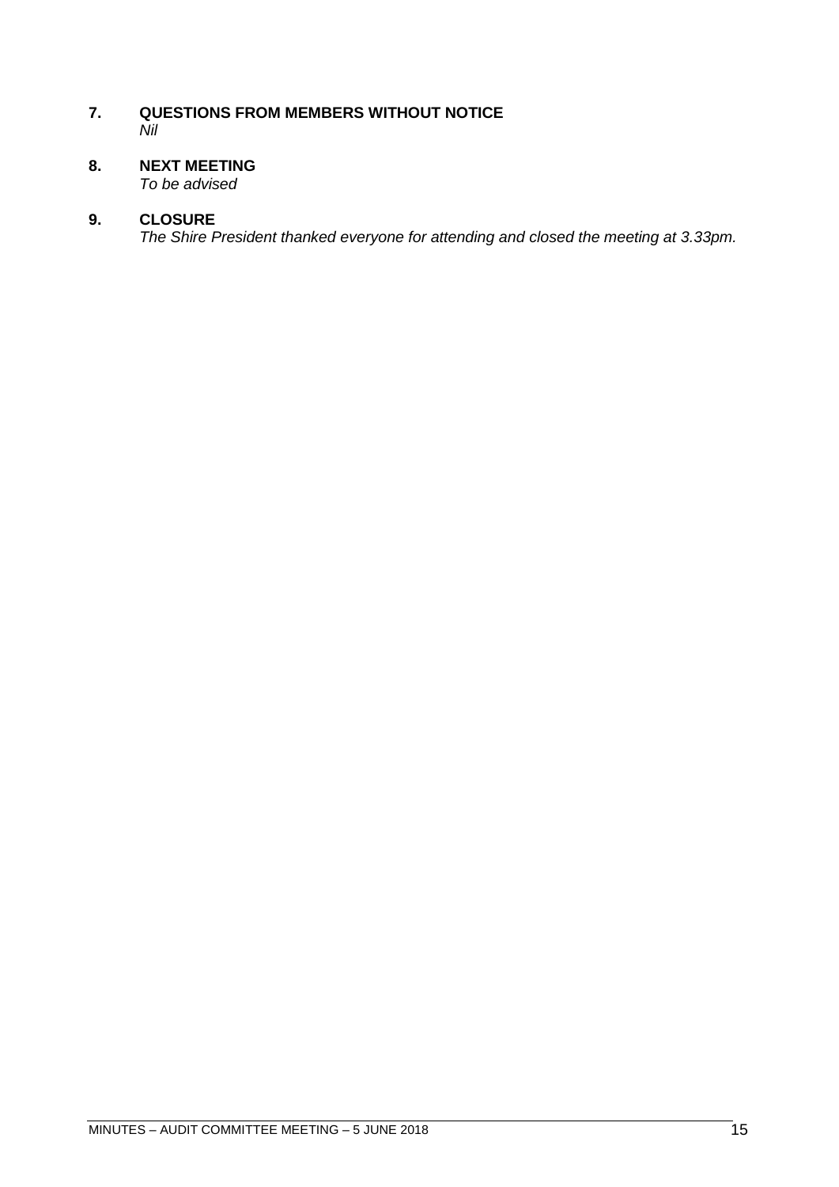## 7. QUESTIONS FROM MEMBERS WITHOUT NOTICE

*Nil*

## 8. NEXT MEETING

*To be advised*

## 9. CLOSURE

*The Shire President thanked everyone for attending and closed the meeting at 3.33pm.*